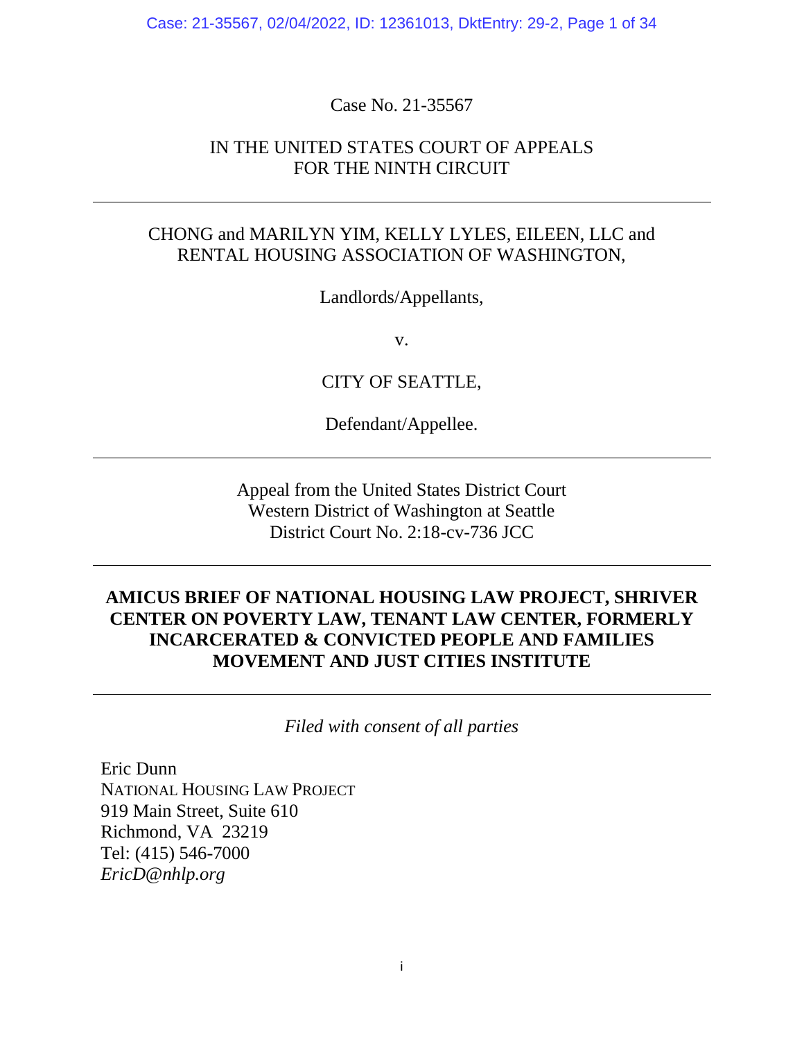Case No. 21-35567

IN THE UNITED STATES COURT OF APPEALS
FOR THE NINTH CIRCUIT

---

CHONG and MARILYN YIM, KELLY LYLES, EILEEN, LLC and RENTAL HOUSING ASSOCIATION OF WASHINGTON,

Landlords/Appellants,

v.

CITY OF SEATTLE,

Defendant/Appellee.

---

Appeal from the United States District Court
Western District of Washington at Seattle
District Court No. 2:18-cv-736 JCC

---

**AMICUS BRIEF OF NATIONAL HOUSING LAW PROJECT, SHRIVER CENTER ON POVERTY LAW, TENANT LAW CENTER, FORMERLY INCARCERATED & CONVICTED PEOPLE AND FAMILIES MOVEMENT AND JUST CITIES INSTITUTE**

---

*Filed with consent of all parties*

Eric Dunn
NATIONAL HOUSING LAW PROJECT
919 Main Street, Suite 610
Richmond, VA 23219
Tel: (415) 546-7000
*EricD@nhlp.org*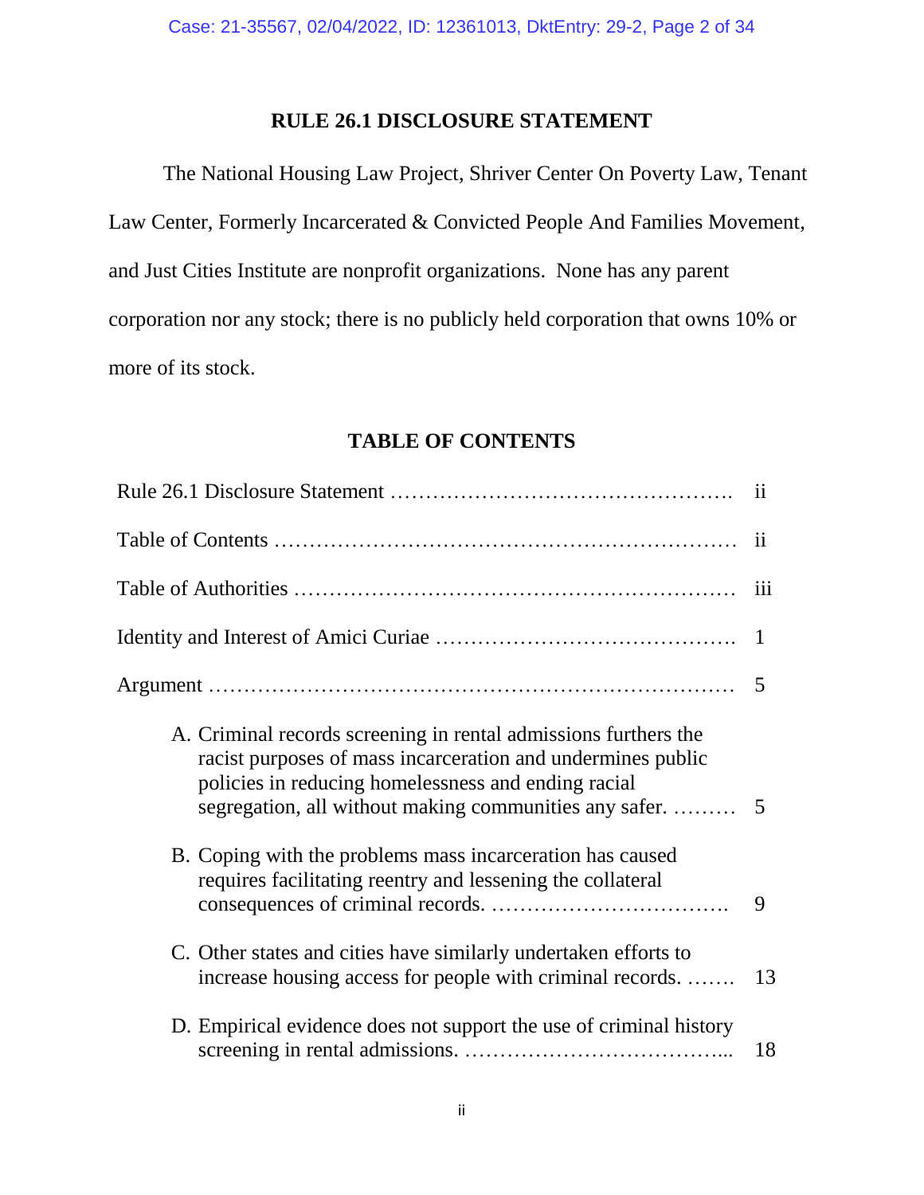## RULE 26.1 DISCLOSURE STATEMENT

The National Housing Law Project, Shriver Center On Poverty Law, Tenant Law Center, Formerly Incarcerated & Convicted People And Families Movement, and Just Cities Institute are nonprofit organizations. None has any parent corporation nor any stock; there is no publicly held corporation that owns 10% or more of its stock.

## TABLE OF CONTENTS

| | |
|---|---|
| Rule 26.1 Disclosure Statement ………………………………………. | ii |
| Table of Contents ………………………………………………………… | ii |
| Table of Authorities …………………………………………………… | iii |
| Identity and Interest of Amici Curiae ……………………………………. | 1 |
| Argument ………………………………………………………………… | 5 |
| A. Criminal records screening in rental admissions furthers the racist purposes of mass incarceration and undermines public policies in reducing homelessness and ending racial segregation, all without making communities any safer. ……… | 5 |
| B. Coping with the problems mass incarceration has caused requires facilitating reentry and lessening the collateral consequences of criminal records. ……………………………. | 9 |
| C. Other states and cities have similarly undertaken efforts to increase housing access for people with criminal records. ……. | 13 |
| D. Empirical evidence does not support the use of criminal history screening in rental admissions. ………………………………... | 18 |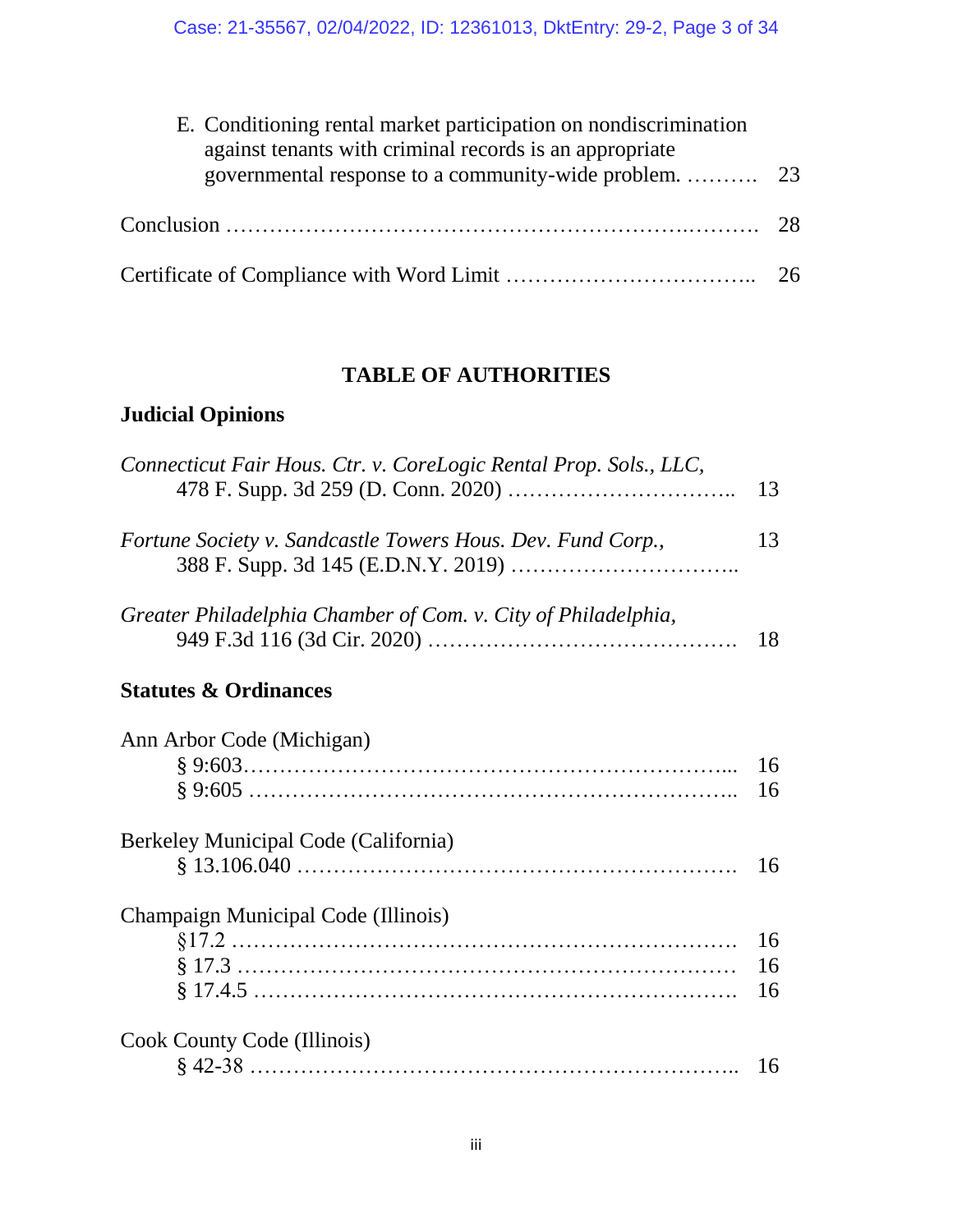E. Conditioning rental market participation on nondiscrimination against tenants with criminal records is an appropriate governmental response to a community-wide problem. ………. 23

Conclusion …………………………………………………………………. 28

Certificate of Compliance with Word Limit …………………………….. 26

## TABLE OF AUTHORITIES

### Judicial Opinions

*Connecticut Fair Hous. Ctr. v. CoreLogic Rental Prop. Sols., LLC*, 478 F. Supp. 3d 259 (D. Conn. 2020) ………………………….. 13

*Fortune Society v. Sandcastle Towers Hous. Dev. Fund Corp.*, 388 F. Supp. 3d 145 (E.D.N.Y. 2019) ………………………….. 13

*Greater Philadelphia Chamber of Com. v. City of Philadelphia*, 949 F.3d 116 (3d Cir. 2020) ……………………………………. 18

### Statutes & Ordinances

Ann Arbor Code (Michigan)
- § 9:603………………………………………………………... 16
- § 9:605 ……………………………………………………….. 16

Berkeley Municipal Code (California)
- § 13.106.040 ………………………………………………. 16

Champaign Municipal Code (Illinois)
- §17.2 ………………………………………………………. 16
- § 17.3 ………………………………………………………. 16
- § 17.4.5 ……………………………………………………. 16

Cook County Code (Illinois)
- § 42-38 …………………………………………………….. 16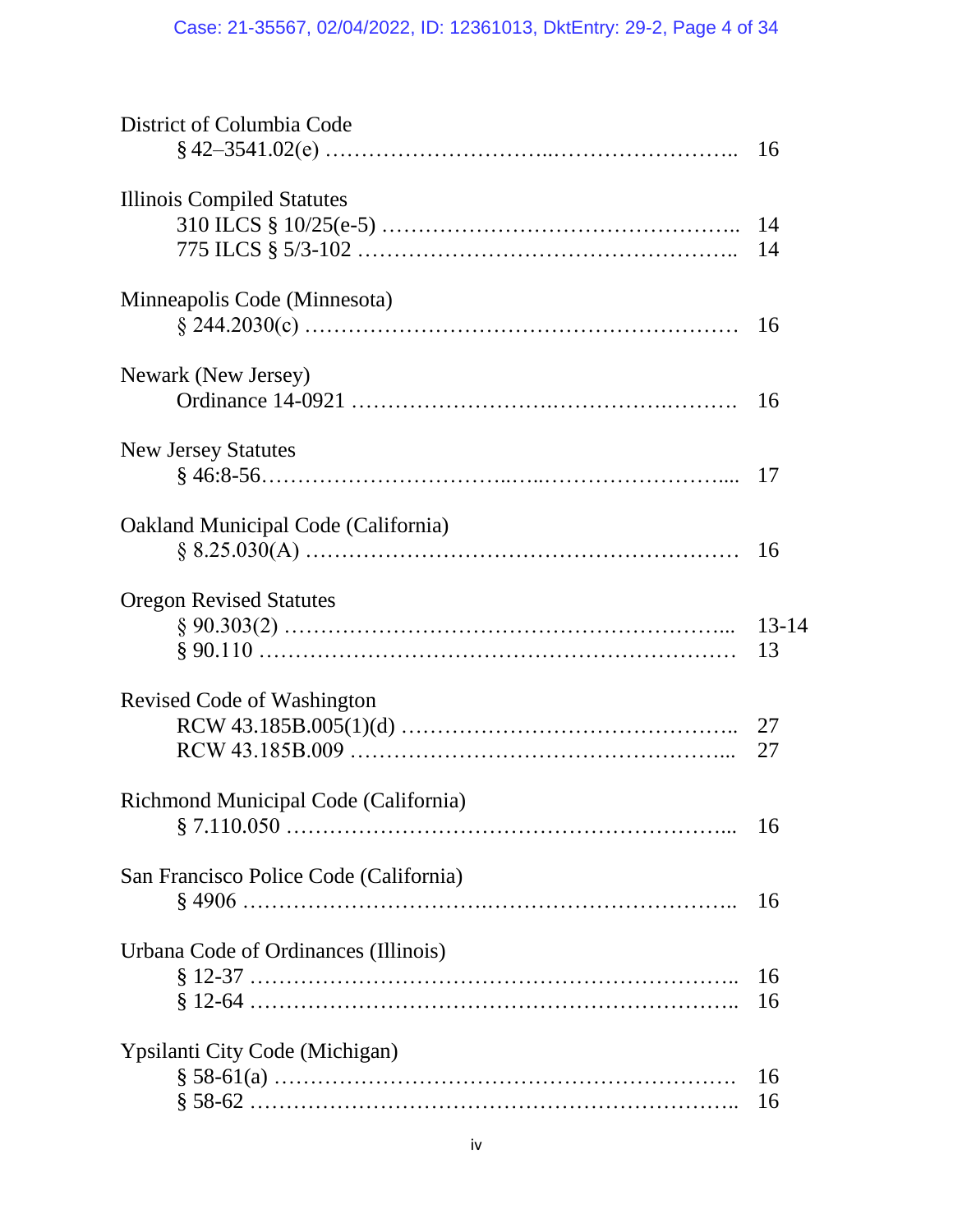District of Columbia Code
§ 42–3541.02(e) ………………………..…………………….. 16

Illinois Compiled Statutes
310 ILCS § 10/25(e-5) ………………………………………….. 14
775 ILCS § 5/3-102 …………………………………………….. 14

Minneapolis Code (Minnesota)
§ 244.2030(c) …………………………………………………… 16

Newark (New Jersey)
Ordinance 14-0921 …………………….…………………….………. 16

New Jersey Statutes
§ 46:8-56……………………………..…..……………………..... 17

Oakland Municipal Code (California)
§ 8.25.030(A) …………………………………………………… 16

Oregon Revised Statutes
§ 90.303(2) ……………………………………………………... 13-14
§ 90.110 ………………………………………………………… 13

Revised Code of Washington
RCW 43.185B.005(1)(d) ……………………………………….. 27
RCW 43.185B.009 ……………………………………………... 27

Richmond Municipal Code (California)
§ 7.110.050 ……………………………………………………... 16

San Francisco Police Code (California)
§ 4906 …………………………….……………………………... 16

Urbana Code of Ordinances (Illinois)
§ 12-37 ………………………………………………………….. 16
§ 12-64 ………………………………………………………….. 16

Ypsilanti City Code (Michigan)
§ 58-61(a) ………………………………………………………. 16
§ 58-62 ………………………………………………………….. 16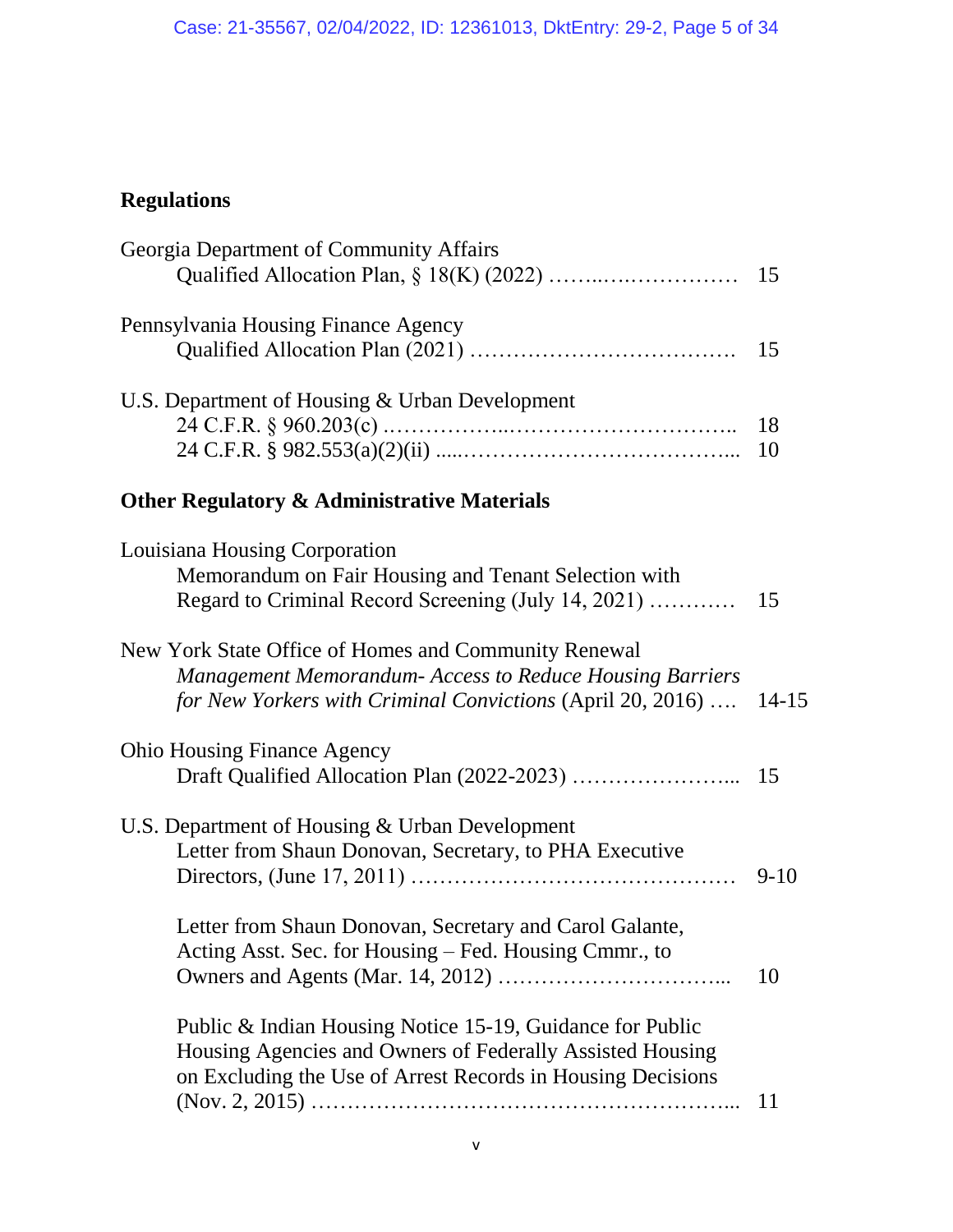## Regulations

Georgia Department of Community Affairs
Qualified Allocation Plan, § 18(K) (2022) ……..………………… 15

Pennsylvania Housing Finance Agency
Qualified Allocation Plan (2021) ………………………………. 15

U.S. Department of Housing & Urban Development
24 C.F.R. § 960.203(c) ……………..………………………….. 18
24 C.F.R. § 982.553(a)(2)(ii) .....……………………………….. 10

## Other Regulatory & Administrative Materials

Louisiana Housing Corporation
Memorandum on Fair Housing and Tenant Selection with Regard to Criminal Record Screening (July 14, 2021) ………… 15

New York State Office of Homes and Community Renewal
*Management Memorandum- Access to Reduce Housing Barriers for New Yorkers with Criminal Convictions* (April 20, 2016) …. 14-15

Ohio Housing Finance Agency
Draft Qualified Allocation Plan (2022-2023) …………………... 15

U.S. Department of Housing & Urban Development
Letter from Shaun Donovan, Secretary, to PHA Executive Directors, (June 17, 2011) ……………………………………… 9-10

Letter from Shaun Donovan, Secretary and Carol Galante, Acting Asst. Sec. for Housing – Fed. Housing Cmmr., to Owners and Agents (Mar. 14, 2012) …………………………... 10

Public & Indian Housing Notice 15-19, Guidance for Public Housing Agencies and Owners of Federally Assisted Housing on Excluding the Use of Arrest Records in Housing Decisions (Nov. 2, 2015) …………………………………………………... 11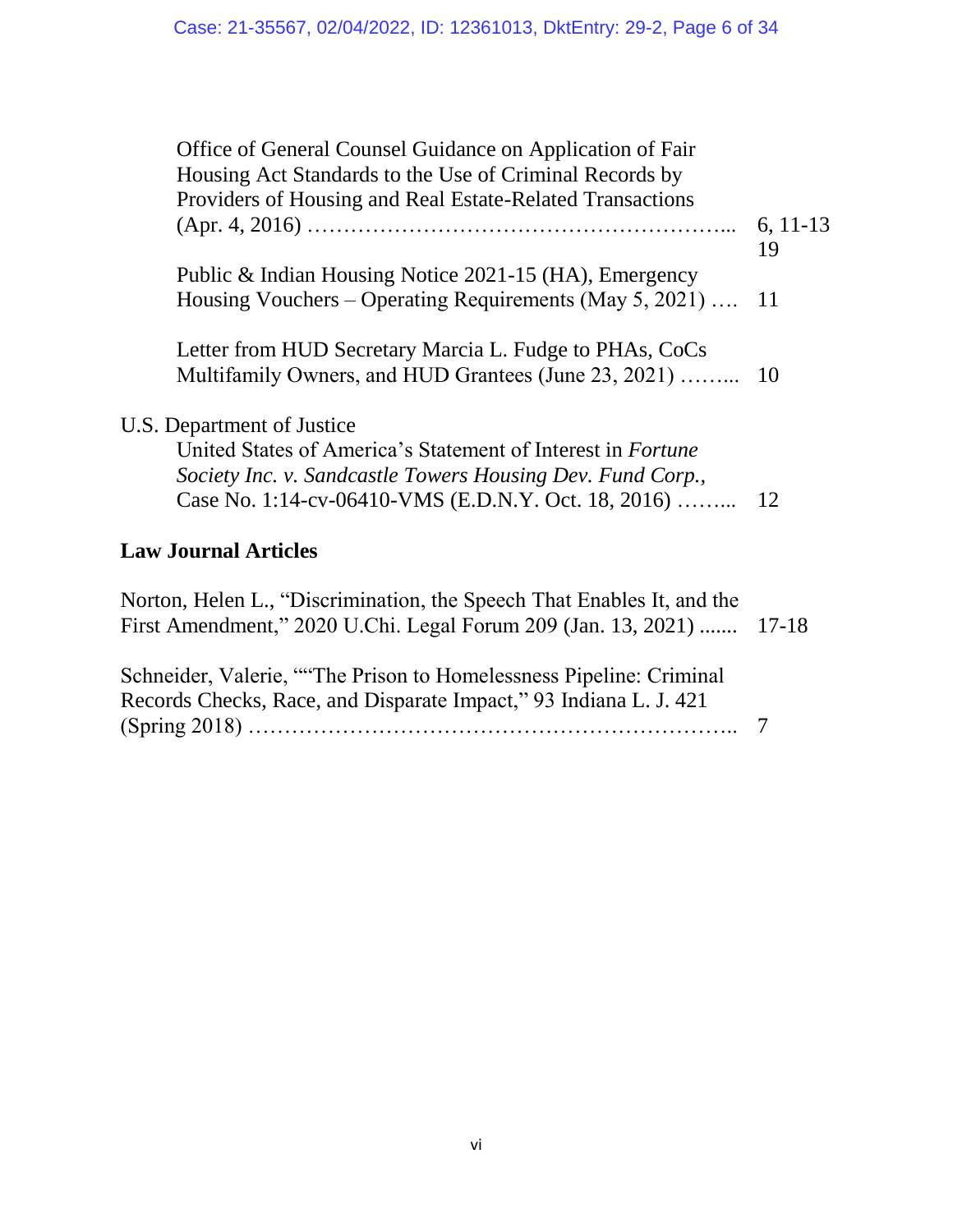Office of General Counsel Guidance on Application of Fair Housing Act Standards to the Use of Criminal Records by Providers of Housing and Real Estate-Related Transactions (Apr. 4, 2016) ………………………………………………... 6, 11-13, 19

Public & Indian Housing Notice 2021-15 (HA), Emergency Housing Vouchers – Operating Requirements (May 5, 2021) …. 11

Letter from HUD Secretary Marcia L. Fudge to PHAs, CoCs Multifamily Owners, and HUD Grantees (June 23, 2021) ……... 10

U.S. Department of Justice

United States of America's Statement of Interest in *Fortune Society Inc. v. Sandcastle Towers Housing Dev. Fund Corp.*, Case No. 1:14-cv-06410-VMS (E.D.N.Y. Oct. 18, 2016) ……... 12

**Law Journal Articles**

Norton, Helen L., "Discrimination, the Speech That Enables It, and the First Amendment," 2020 U.Chi. Legal Forum 209 (Jan. 13, 2021) ....... 17-18

Schneider, Valerie, ""The Prison to Homelessness Pipeline: Criminal Records Checks, Race, and Disparate Impact," 93 Indiana L. J. 421 (Spring 2018) ………………………………………………………….. 7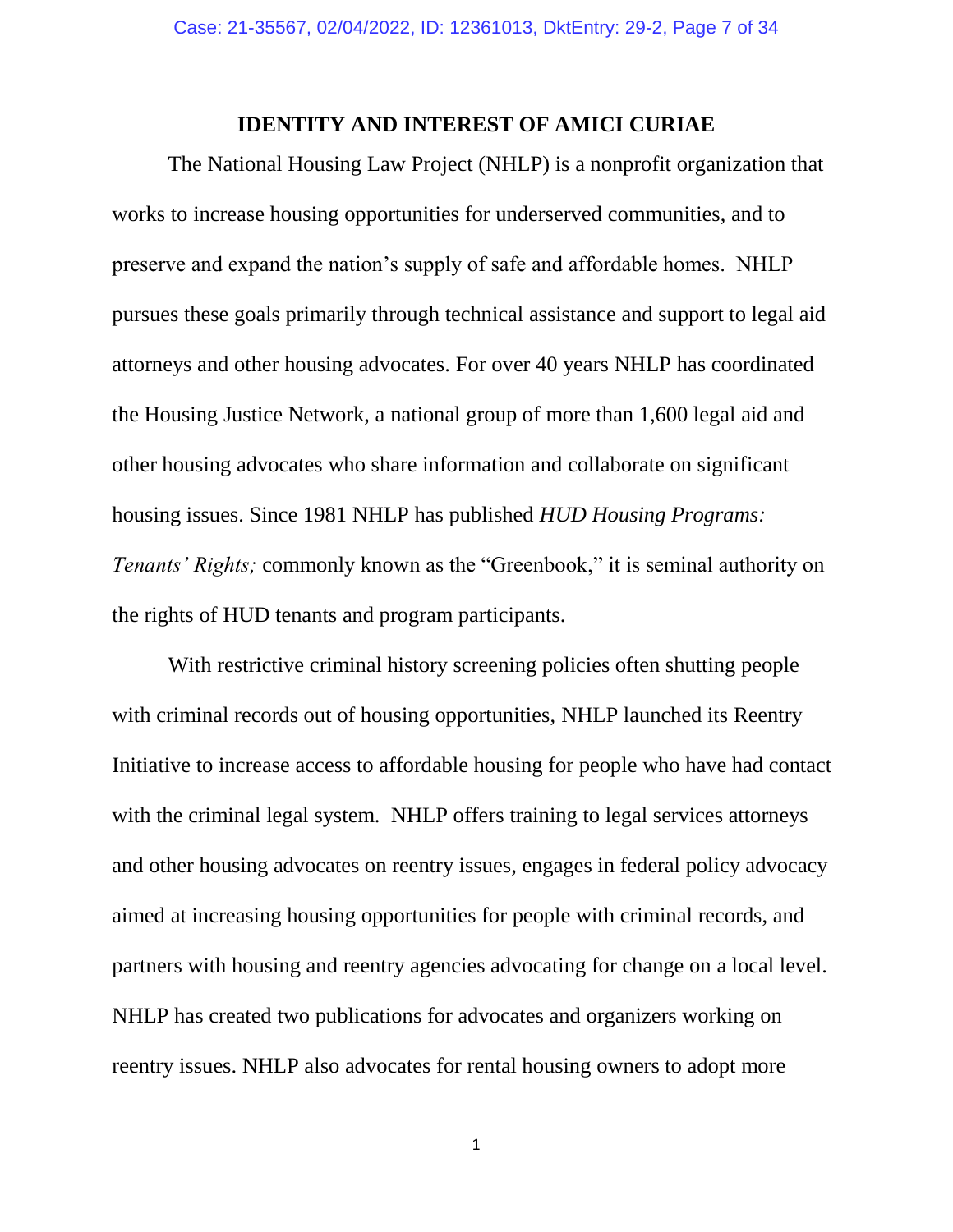## IDENTITY AND INTEREST OF AMICI CURIAE

The National Housing Law Project (NHLP) is a nonprofit organization that works to increase housing opportunities for underserved communities, and to preserve and expand the nation's supply of safe and affordable homes. NHLP pursues these goals primarily through technical assistance and support to legal aid attorneys and other housing advocates. For over 40 years NHLP has coordinated the Housing Justice Network, a national group of more than 1,600 legal aid and other housing advocates who share information and collaborate on significant housing issues. Since 1981 NHLP has published *HUD Housing Programs: Tenants' Rights;* commonly known as the "Greenbook," it is seminal authority on the rights of HUD tenants and program participants.

With restrictive criminal history screening policies often shutting people with criminal records out of housing opportunities, NHLP launched its Reentry Initiative to increase access to affordable housing for people who have had contact with the criminal legal system. NHLP offers training to legal services attorneys and other housing advocates on reentry issues, engages in federal policy advocacy aimed at increasing housing opportunities for people with criminal records, and partners with housing and reentry agencies advocating for change on a local level. NHLP has created two publications for advocates and organizers working on reentry issues. NHLP also advocates for rental housing owners to adopt more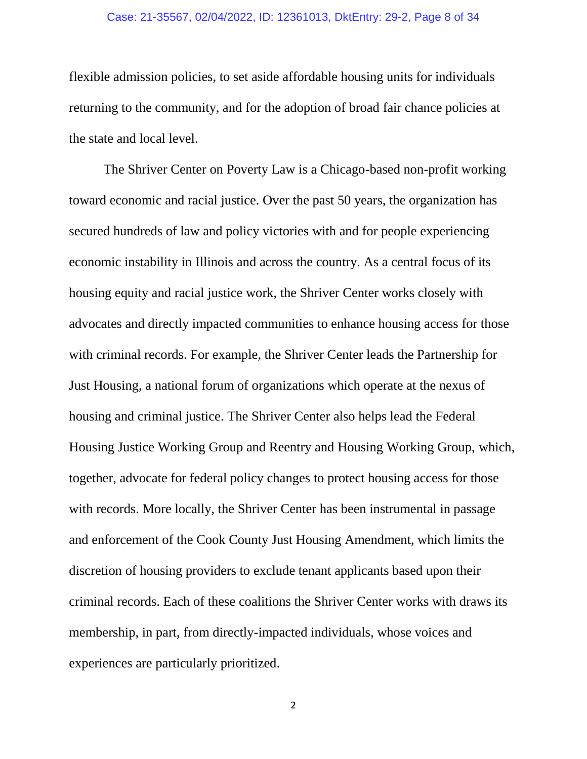flexible admission policies, to set aside affordable housing units for individuals returning to the community, and for the adoption of broad fair chance policies at the state and local level.

The Shriver Center on Poverty Law is a Chicago-based non-profit working toward economic and racial justice. Over the past 50 years, the organization has secured hundreds of law and policy victories with and for people experiencing economic instability in Illinois and across the country. As a central focus of its housing equity and racial justice work, the Shriver Center works closely with advocates and directly impacted communities to enhance housing access for those with criminal records. For example, the Shriver Center leads the Partnership for Just Housing, a national forum of organizations which operate at the nexus of housing and criminal justice. The Shriver Center also helps lead the Federal Housing Justice Working Group and Reentry and Housing Working Group, which, together, advocate for federal policy changes to protect housing access for those with records. More locally, the Shriver Center has been instrumental in passage and enforcement of the Cook County Just Housing Amendment, which limits the discretion of housing providers to exclude tenant applicants based upon their criminal records. Each of these coalitions the Shriver Center works with draws its membership, in part, from directly-impacted individuals, whose voices and experiences are particularly prioritized.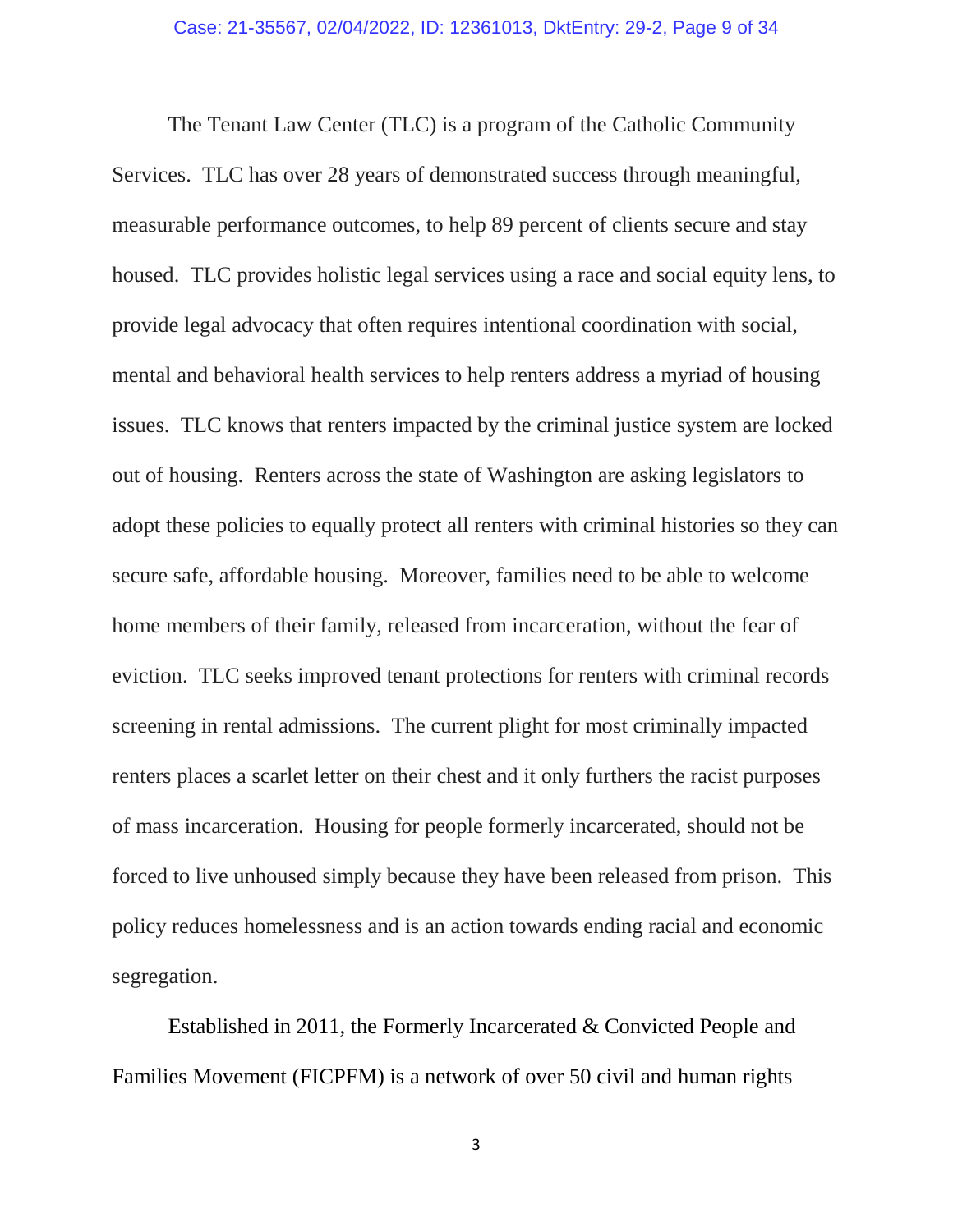The Tenant Law Center (TLC) is a program of the Catholic Community Services. TLC has over 28 years of demonstrated success through meaningful, measurable performance outcomes, to help 89 percent of clients secure and stay housed. TLC provides holistic legal services using a race and social equity lens, to provide legal advocacy that often requires intentional coordination with social, mental and behavioral health services to help renters address a myriad of housing issues. TLC knows that renters impacted by the criminal justice system are locked out of housing. Renters across the state of Washington are asking legislators to adopt these policies to equally protect all renters with criminal histories so they can secure safe, affordable housing. Moreover, families need to be able to welcome home members of their family, released from incarceration, without the fear of eviction. TLC seeks improved tenant protections for renters with criminal records screening in rental admissions. The current plight for most criminally impacted renters places a scarlet letter on their chest and it only furthers the racist purposes of mass incarceration. Housing for people formerly incarcerated, should not be forced to live unhoused simply because they have been released from prison. This policy reduces homelessness and is an action towards ending racial and economic segregation.

Established in 2011, the Formerly Incarcerated & Convicted People and Families Movement (FICPFM) is a network of over 50 civil and human rights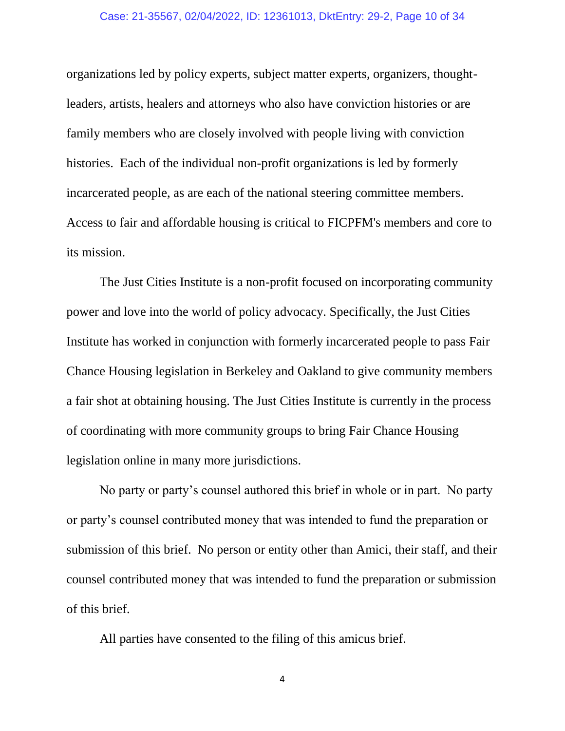organizations led by policy experts, subject matter experts, organizers, thought-leaders, artists, healers and attorneys who also have conviction histories or are family members who are closely involved with people living with conviction histories. Each of the individual non-profit organizations is led by formerly incarcerated people, as are each of the national steering committee members. Access to fair and affordable housing is critical to FICPFM's members and core to its mission.

The Just Cities Institute is a non-profit focused on incorporating community power and love into the world of policy advocacy. Specifically, the Just Cities Institute has worked in conjunction with formerly incarcerated people to pass Fair Chance Housing legislation in Berkeley and Oakland to give community members a fair shot at obtaining housing. The Just Cities Institute is currently in the process of coordinating with more community groups to bring Fair Chance Housing legislation online in many more jurisdictions.

No party or party's counsel authored this brief in whole or in part. No party or party's counsel contributed money that was intended to fund the preparation or submission of this brief. No person or entity other than Amici, their staff, and their counsel contributed money that was intended to fund the preparation or submission of this brief.

All parties have consented to the filing of this amicus brief.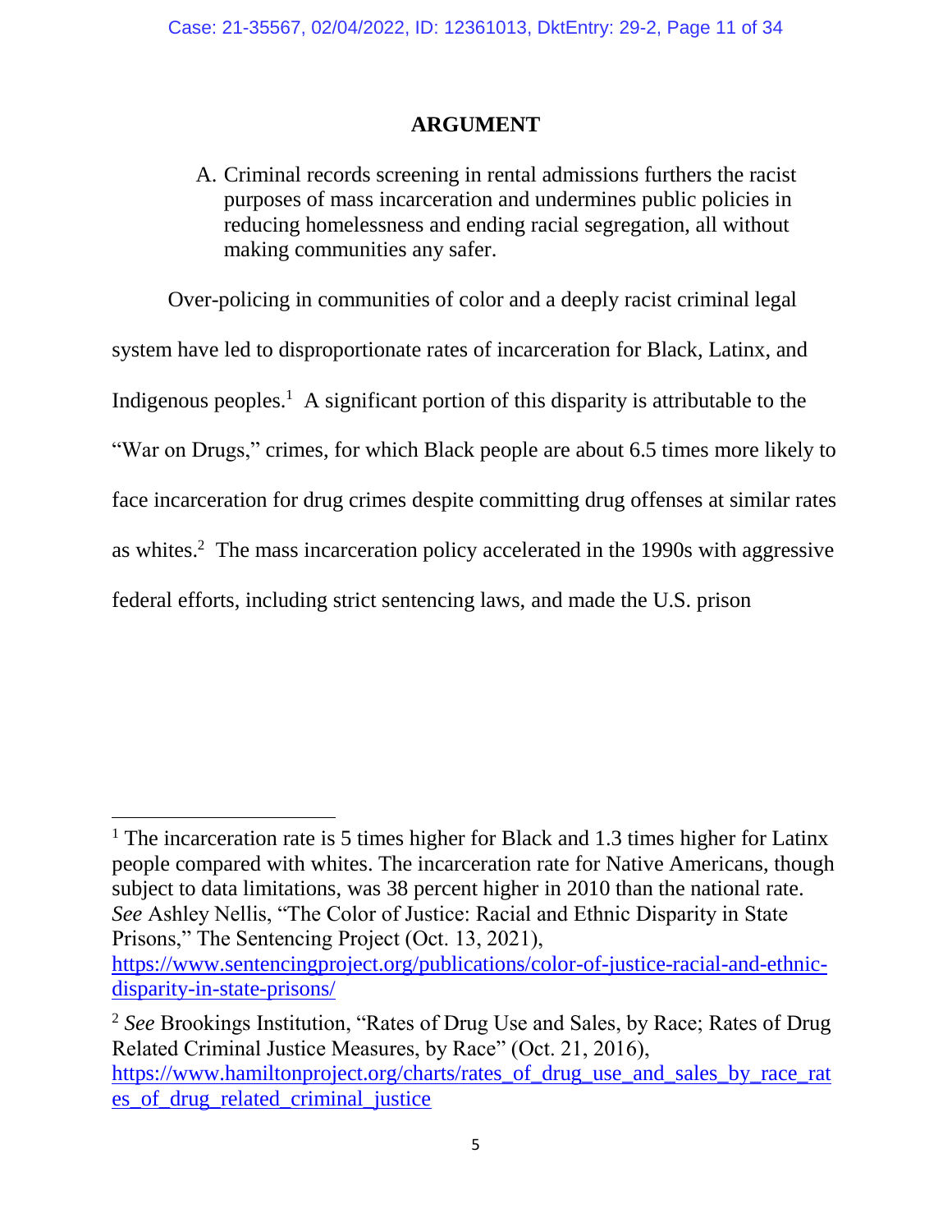## ARGUMENT

A. Criminal records screening in rental admissions furthers the racist purposes of mass incarceration and undermines public policies in reducing homelessness and ending racial segregation, all without making communities any safer.

Over-policing in communities of color and a deeply racist criminal legal system have led to disproportionate rates of incarceration for Black, Latinx, and Indigenous peoples.[1] A significant portion of this disparity is attributable to the "War on Drugs," crimes, for which Black people are about 6.5 times more likely to face incarceration for drug crimes despite committing drug offenses at similar rates as whites.[2] The mass incarceration policy accelerated in the 1990s with aggressive federal efforts, including strict sentencing laws, and made the U.S. prison

---

[1] The incarceration rate is 5 times higher for Black and 1.3 times higher for Latinx people compared with whites. The incarceration rate for Native Americans, though subject to data limitations, was 38 percent higher in 2010 than the national rate. *See* Ashley Nellis, "The Color of Justice: Racial and Ethnic Disparity in State Prisons," The Sentencing Project (Oct. 13, 2021), https://www.sentencingproject.org/publications/color-of-justice-racial-and-ethnic-disparity-in-state-prisons/

[2] *See* Brookings Institution, "Rates of Drug Use and Sales, by Race; Rates of Drug Related Criminal Justice Measures, by Race" (Oct. 21, 2016), https://www.hamiltonproject.org/charts/rates_of_drug_use_and_sales_by_race_rates_of_drug_related_criminal_justice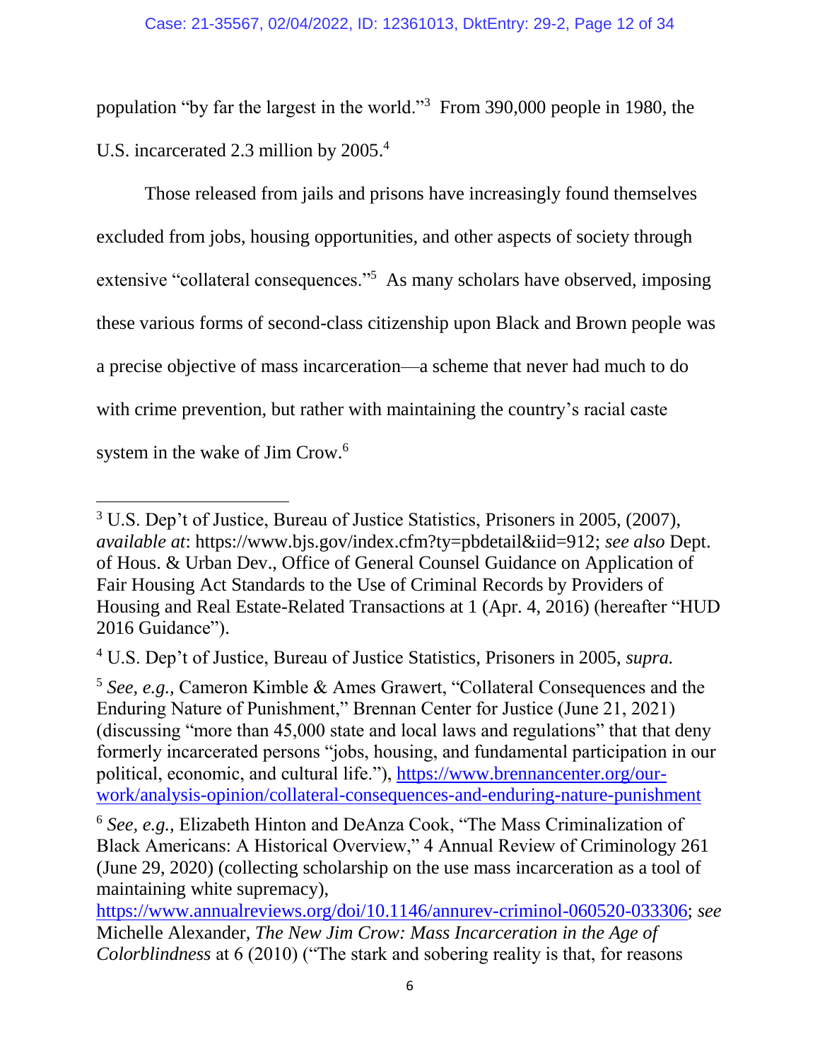population "by far the largest in the world."[3] From 390,000 people in 1980, the U.S. incarcerated 2.3 million by 2005.[4]

Those released from jails and prisons have increasingly found themselves excluded from jobs, housing opportunities, and other aspects of society through extensive "collateral consequences."[5] As many scholars have observed, imposing these various forms of second-class citizenship upon Black and Brown people was a precise objective of mass incarceration—a scheme that never had much to do with crime prevention, but rather with maintaining the country's racial caste system in the wake of Jim Crow.[6]

---

[3] U.S. Dep't of Justice, Bureau of Justice Statistics, Prisoners in 2005, (2007), *available at*: https://www.bjs.gov/index.cfm?ty=pbdetail&iid=912; *see also* Dept. of Hous. & Urban Dev., Office of General Counsel Guidance on Application of Fair Housing Act Standards to the Use of Criminal Records by Providers of Housing and Real Estate-Related Transactions at 1 (Apr. 4, 2016) (hereafter "HUD 2016 Guidance").

[4] U.S. Dep't of Justice, Bureau of Justice Statistics, Prisoners in 2005, *supra.*

[5] *See, e.g.,* Cameron Kimble & Ames Grawert, "Collateral Consequences and the Enduring Nature of Punishment," Brennan Center for Justice (June 21, 2021) (discussing "more than 45,000 state and local laws and regulations" that that deny formerly incarcerated persons "jobs, housing, and fundamental participation in our political, economic, and cultural life."), https://www.brennancenter.org/our-work/analysis-opinion/collateral-consequences-and-enduring-nature-punishment

[6] *See, e.g.,* Elizabeth Hinton and DeAnza Cook, "The Mass Criminalization of Black Americans: A Historical Overview," 4 Annual Review of Criminology 261 (June 29, 2020) (collecting scholarship on the use mass incarceration as a tool of maintaining white supremacy), https://www.annualreviews.org/doi/10.1146/annurev-criminol-060520-033306; *see* Michelle Alexander, *The New Jim Crow: Mass Incarceration in the Age of Colorblindness* at 6 (2010) ("The stark and sobering reality is that, for reasons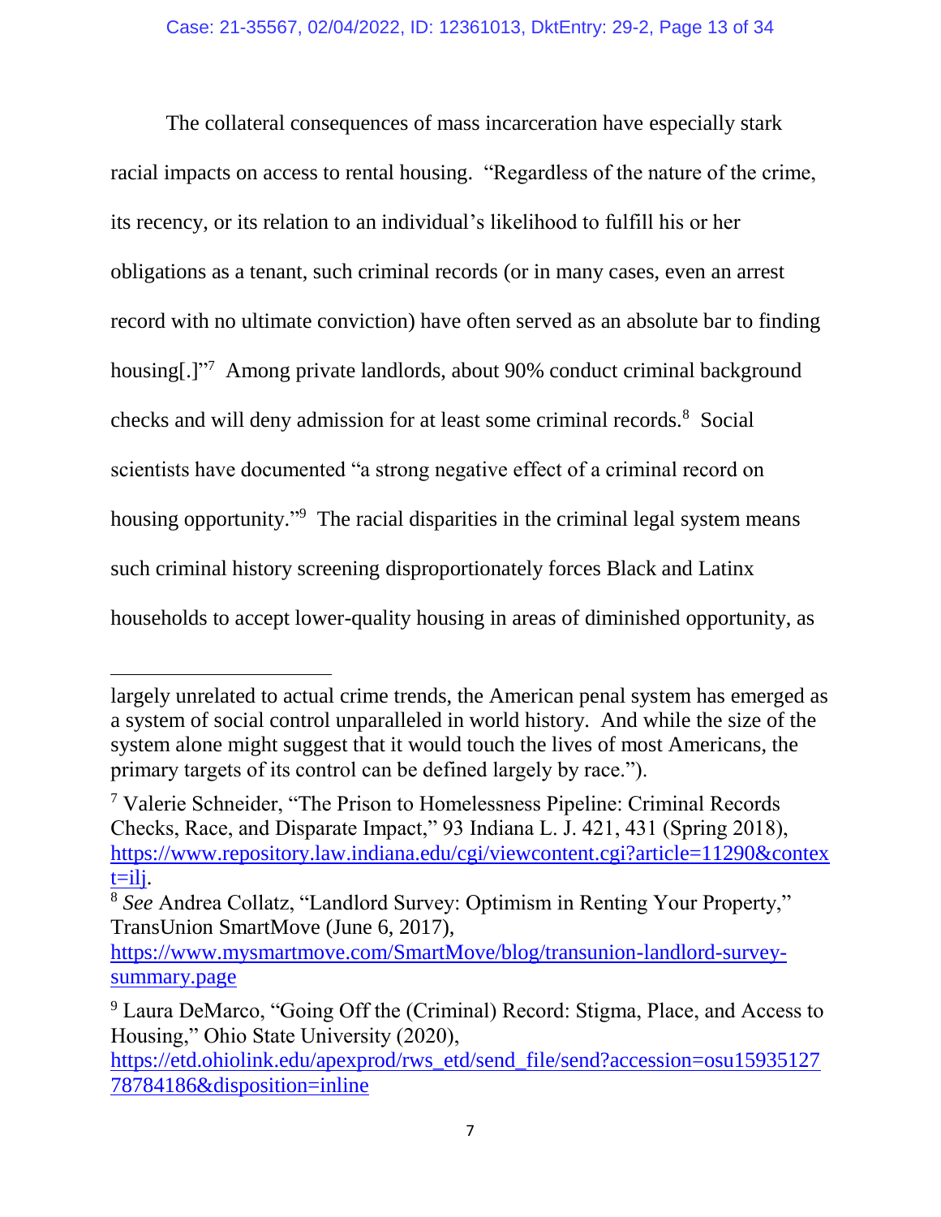The collateral consequences of mass incarceration have especially stark racial impacts on access to rental housing. "Regardless of the nature of the crime, its recency, or its relation to an individual's likelihood to fulfill his or her obligations as a tenant, such criminal records (or in many cases, even an arrest record with no ultimate conviction) have often served as an absolute bar to finding housing[.]"[7] Among private landlords, about 90% conduct criminal background checks and will deny admission for at least some criminal records.[8] Social scientists have documented "a strong negative effect of a criminal record on housing opportunity."[9] The racial disparities in the criminal legal system means such criminal history screening disproportionately forces Black and Latinx households to accept lower-quality housing in areas of diminished opportunity, as

---

largely unrelated to actual crime trends, the American penal system has emerged as a system of social control unparalleled in world history. And while the size of the system alone might suggest that it would touch the lives of most Americans, the primary targets of its control can be defined largely by race.").

[7] Valerie Schneider, "The Prison to Homelessness Pipeline: Criminal Records Checks, Race, and Disparate Impact," 93 Indiana L. J. 421, 431 (Spring 2018), https://www.repository.law.indiana.edu/cgi/viewcontent.cgi?article=11290&context=ilj.

[8] *See* Andrea Collatz, "Landlord Survey: Optimism in Renting Your Property," TransUnion SmartMove (June 6, 2017), https://www.mysmartmove.com/SmartMove/blog/transunion-landlord-survey-summary.page

[9] Laura DeMarco, "Going Off the (Criminal) Record: Stigma, Place, and Access to Housing," Ohio State University (2020), https://etd.ohiolink.edu/apexprod/rws_etd/send_file/send?accession=osu1593512778784186&disposition=inline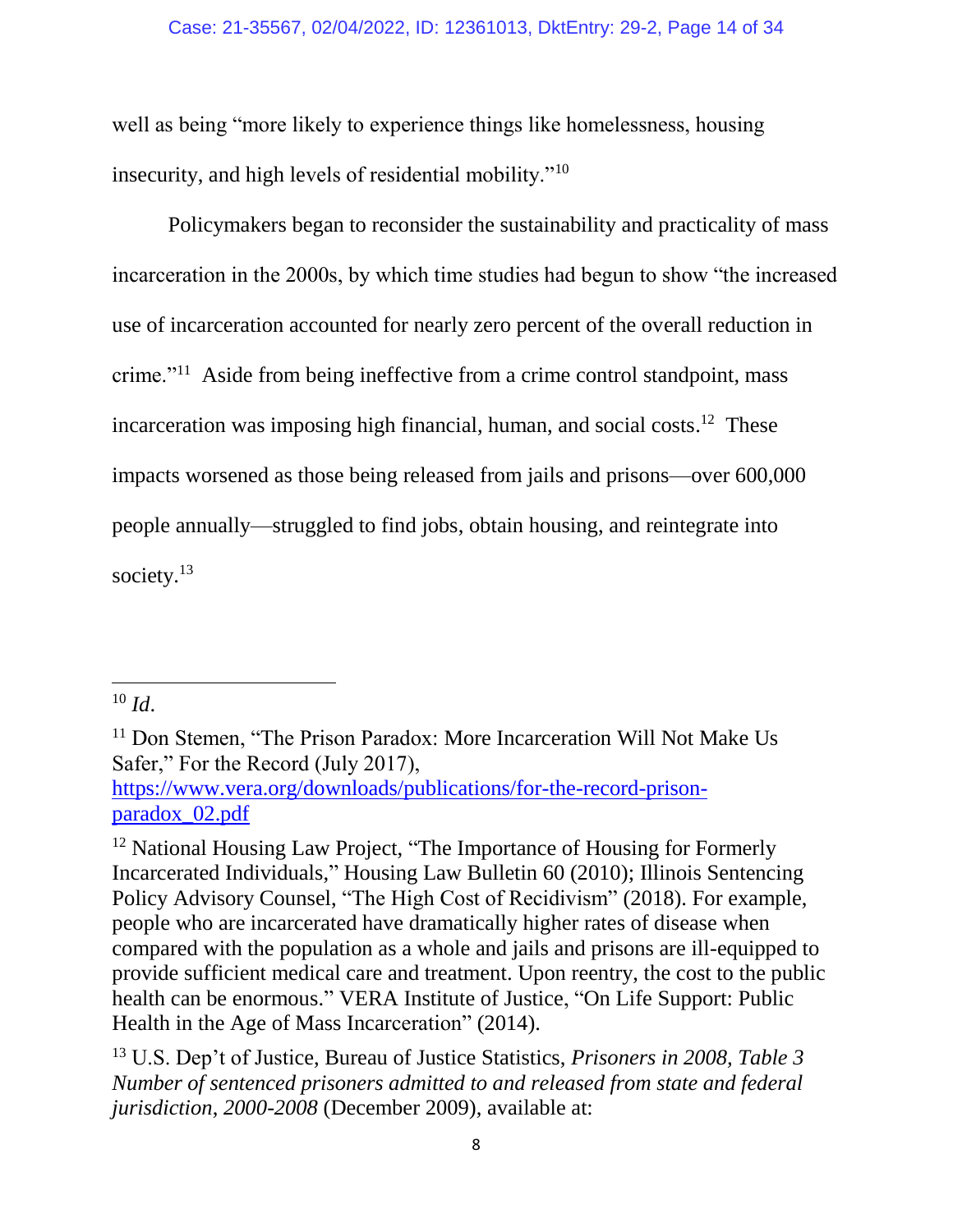well as being "more likely to experience things like homelessness, housing insecurity, and high levels of residential mobility."[10]

Policymakers began to reconsider the sustainability and practicality of mass incarceration in the 2000s, by which time studies had begun to show "the increased use of incarceration accounted for nearly zero percent of the overall reduction in crime."[11] Aside from being ineffective from a crime control standpoint, mass incarceration was imposing high financial, human, and social costs.[12] These impacts worsened as those being released from jails and prisons—over 600,000 people annually—struggled to find jobs, obtain housing, and reintegrate into society.[13]

---

[10] *Id*.

[11] Don Stemen, "The Prison Paradox: More Incarceration Will Not Make Us Safer," For the Record (July 2017), https://www.vera.org/downloads/publications/for-the-record-prison-paradox_02.pdf

[12] National Housing Law Project, "The Importance of Housing for Formerly Incarcerated Individuals," Housing Law Bulletin 60 (2010); Illinois Sentencing Policy Advisory Counsel, "The High Cost of Recidivism" (2018). For example, people who are incarcerated have dramatically higher rates of disease when compared with the population as a whole and jails and prisons are ill-equipped to provide sufficient medical care and treatment. Upon reentry, the cost to the public health can be enormous." VERA Institute of Justice, "On Life Support: Public Health in the Age of Mass Incarceration" (2014).

[13] U.S. Dep't of Justice, Bureau of Justice Statistics, *Prisoners in 2008, Table 3 Number of sentenced prisoners admitted to and released from state and federal jurisdiction, 2000-2008* (December 2009), available at: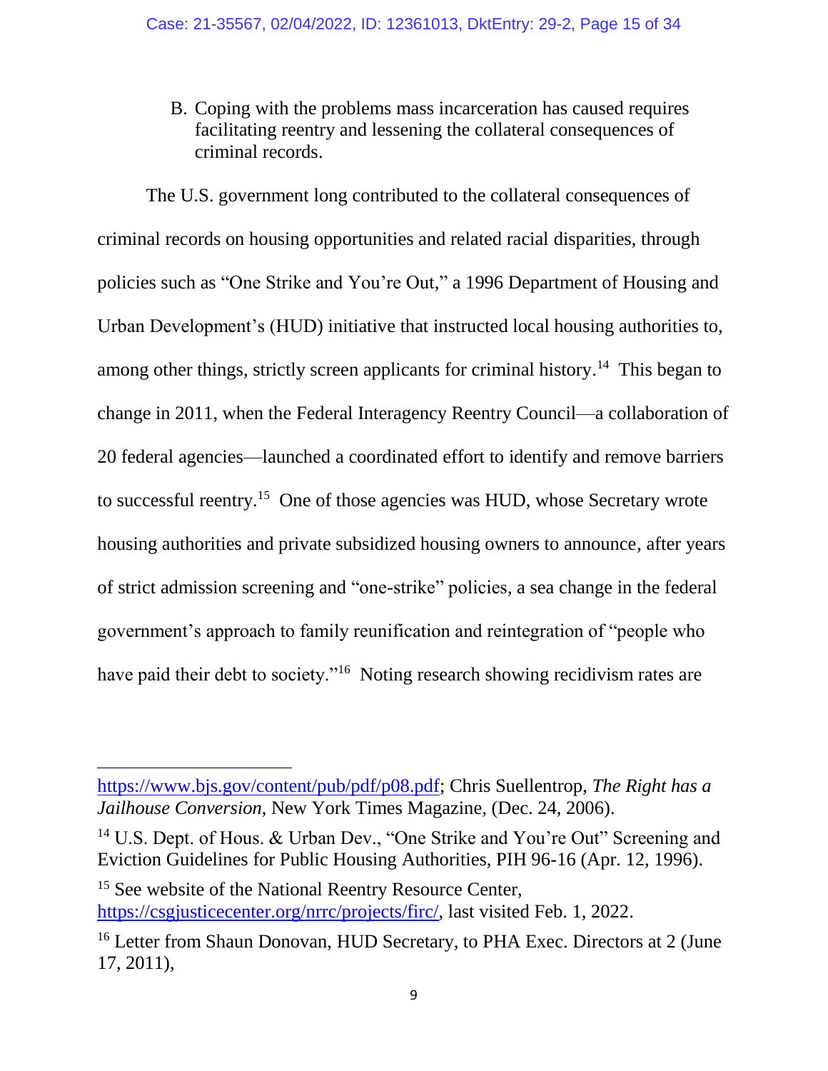B. Coping with the problems mass incarceration has caused requires facilitating reentry and lessening the collateral consequences of criminal records.

The U.S. government long contributed to the collateral consequences of criminal records on housing opportunities and related racial disparities, through policies such as "One Strike and You're Out," a 1996 Department of Housing and Urban Development's (HUD) initiative that instructed local housing authorities to, among other things, strictly screen applicants for criminal history.[14] This began to change in 2011, when the Federal Interagency Reentry Council—a collaboration of 20 federal agencies—launched a coordinated effort to identify and remove barriers to successful reentry.[15] One of those agencies was HUD, whose Secretary wrote housing authorities and private subsidized housing owners to announce, after years of strict admission screening and "one-strike" policies, a sea change in the federal government's approach to family reunification and reintegration of "people who have paid their debt to society."[16] Noting research showing recidivism rates are

---

https://www.bjs.gov/content/pub/pdf/p08.pdf; Chris Suellentrop, *The Right has a Jailhouse Conversion*, New York Times Magazine, (Dec. 24, 2006).

[14] U.S. Dept. of Hous. & Urban Dev., "One Strike and You're Out" Screening and Eviction Guidelines for Public Housing Authorities, PIH 96-16 (Apr. 12, 1996).

[15] See website of the National Reentry Resource Center, https://csgjusticecenter.org/nrrc/projects/firc/, last visited Feb. 1, 2022.

[16] Letter from Shaun Donovan, HUD Secretary, to PHA Exec. Directors at 2 (June 17, 2011),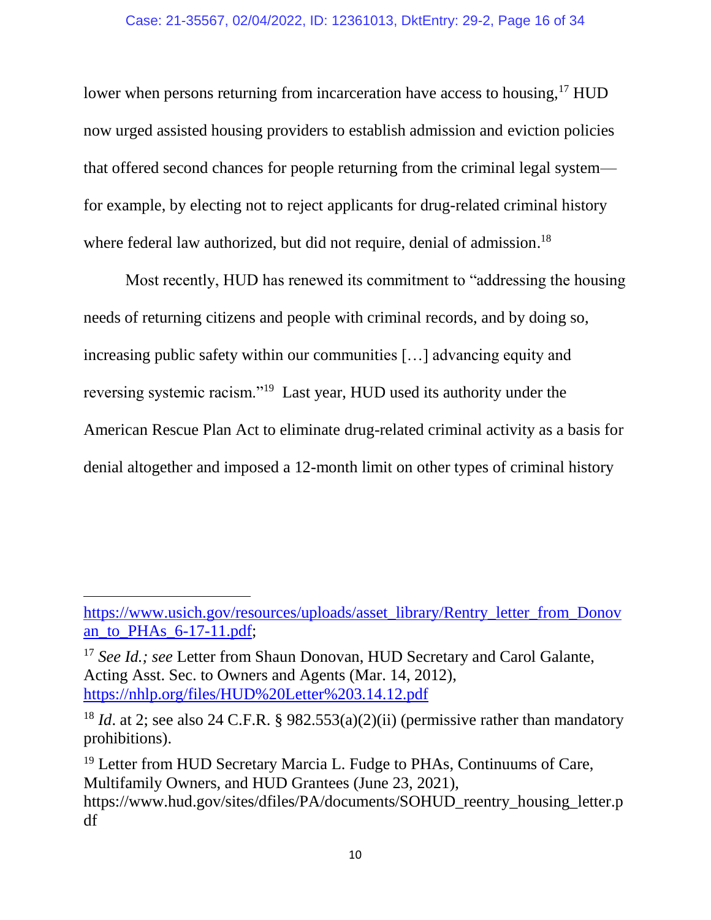lower when persons returning from incarceration have access to housing,[17] HUD now urged assisted housing providers to establish admission and eviction policies that offered second chances for people returning from the criminal legal system—for example, by electing not to reject applicants for drug-related criminal history where federal law authorized, but did not require, denial of admission.[18]

Most recently, HUD has renewed its commitment to "addressing the housing needs of returning citizens and people with criminal records, and by doing so, increasing public safety within our communities […] advancing equity and reversing systemic racism."[19] Last year, HUD used its authority under the American Rescue Plan Act to eliminate drug-related criminal activity as a basis for denial altogether and imposed a 12-month limit on other types of criminal history

---

https://www.usich.gov/resources/uploads/asset_library/Rentry_letter_from_Donovan_to_PHAs_6-17-11.pdf;

[17] *See Id.; see* Letter from Shaun Donovan, HUD Secretary and Carol Galante, Acting Asst. Sec. to Owners and Agents (Mar. 14, 2012), https://nhlp.org/files/HUD%20Letter%203.14.12.pdf

[18] *Id*. at 2; see also 24 C.F.R. § 982.553(a)(2)(ii) (permissive rather than mandatory prohibitions).

[19] Letter from HUD Secretary Marcia L. Fudge to PHAs, Continuums of Care, Multifamily Owners, and HUD Grantees (June 23, 2021), https://www.hud.gov/sites/dfiles/PA/documents/SOHUD_reentry_housing_letter.pdf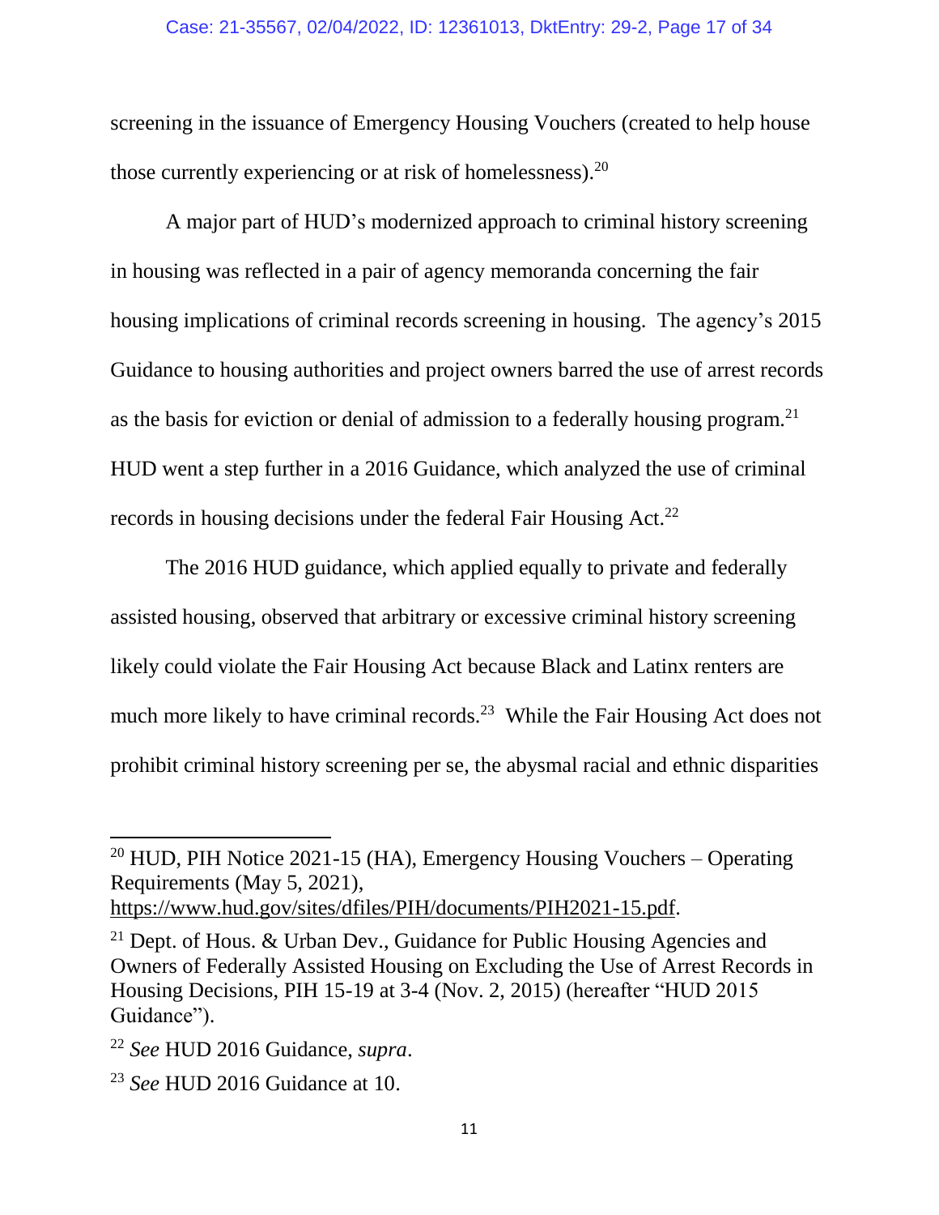screening in the issuance of Emergency Housing Vouchers (created to help house those currently experiencing or at risk of homelessness).[20]

A major part of HUD's modernized approach to criminal history screening in housing was reflected in a pair of agency memoranda concerning the fair housing implications of criminal records screening in housing. The agency's 2015 Guidance to housing authorities and project owners barred the use of arrest records as the basis for eviction or denial of admission to a federally housing program.[21] HUD went a step further in a 2016 Guidance, which analyzed the use of criminal records in housing decisions under the federal Fair Housing Act.[22]

The 2016 HUD guidance, which applied equally to private and federally assisted housing, observed that arbitrary or excessive criminal history screening likely could violate the Fair Housing Act because Black and Latinx renters are much more likely to have criminal records.[23] While the Fair Housing Act does not prohibit criminal history screening per se, the abysmal racial and ethnic disparities

---

[20] HUD, PIH Notice 2021-15 (HA), Emergency Housing Vouchers – Operating Requirements (May 5, 2021), https://www.hud.gov/sites/dfiles/PIH/documents/PIH2021-15.pdf.

[21] Dept. of Hous. & Urban Dev., Guidance for Public Housing Agencies and Owners of Federally Assisted Housing on Excluding the Use of Arrest Records in Housing Decisions, PIH 15-19 at 3-4 (Nov. 2, 2015) (hereafter "HUD 2015 Guidance").

[22] *See* HUD 2016 Guidance, *supra*.

[23] *See* HUD 2016 Guidance at 10.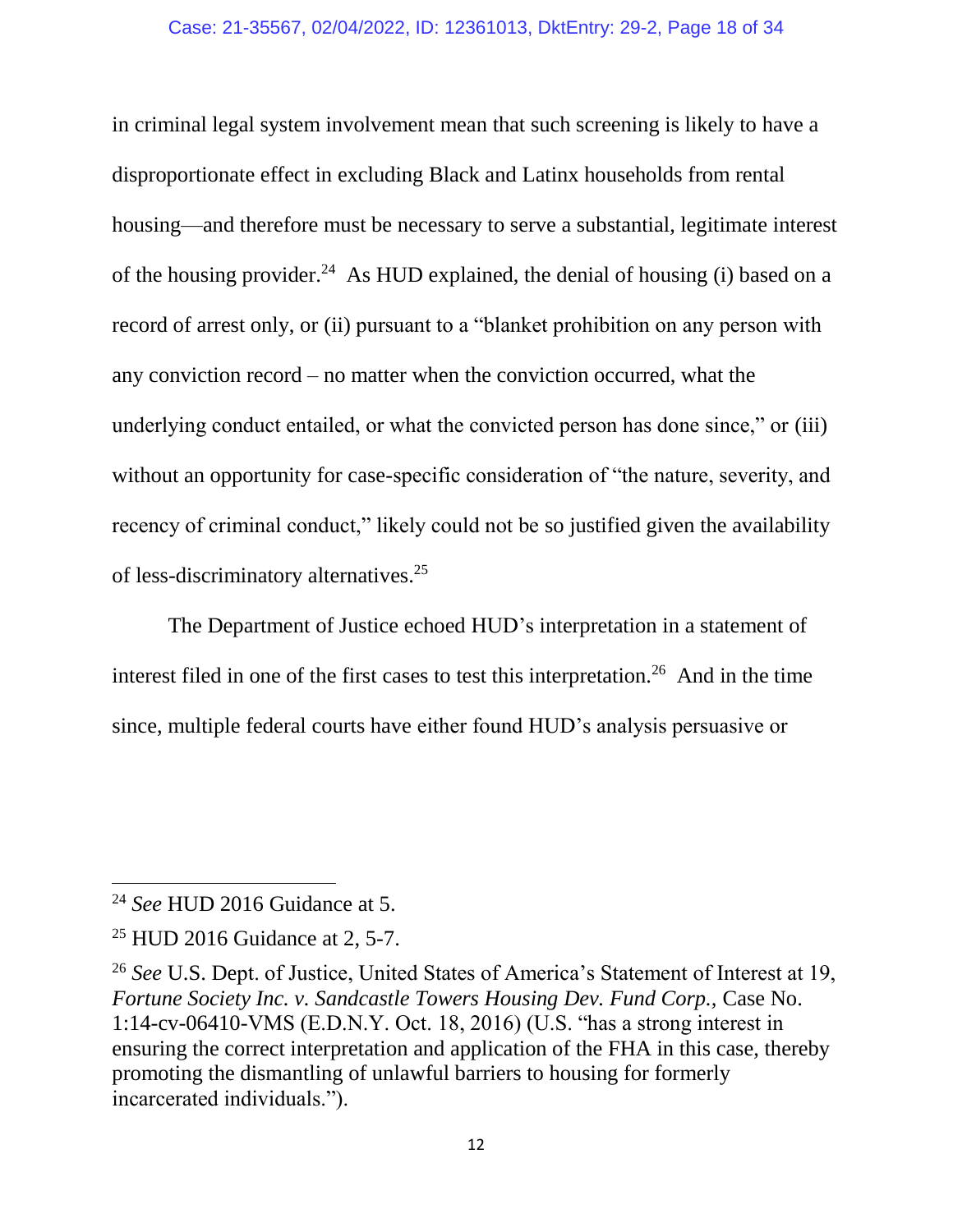in criminal legal system involvement mean that such screening is likely to have a disproportionate effect in excluding Black and Latinx households from rental housing—and therefore must be necessary to serve a substantial, legitimate interest of the housing provider.[24] As HUD explained, the denial of housing (i) based on a record of arrest only, or (ii) pursuant to a "blanket prohibition on any person with any conviction record – no matter when the conviction occurred, what the underlying conduct entailed, or what the convicted person has done since," or (iii) without an opportunity for case-specific consideration of "the nature, severity, and recency of criminal conduct," likely could not be so justified given the availability of less-discriminatory alternatives.[25]

The Department of Justice echoed HUD's interpretation in a statement of interest filed in one of the first cases to test this interpretation.[26] And in the time since, multiple federal courts have either found HUD's analysis persuasive or

---

[24] *See* HUD 2016 Guidance at 5.

[25] HUD 2016 Guidance at 2, 5-7.

[26] *See* U.S. Dept. of Justice, United States of America's Statement of Interest at 19, *Fortune Society Inc. v. Sandcastle Towers Housing Dev. Fund Corp.,* Case No. 1:14-cv-06410-VMS (E.D.N.Y. Oct. 18, 2016) (U.S. "has a strong interest in ensuring the correct interpretation and application of the FHA in this case, thereby promoting the dismantling of unlawful barriers to housing for formerly incarcerated individuals.").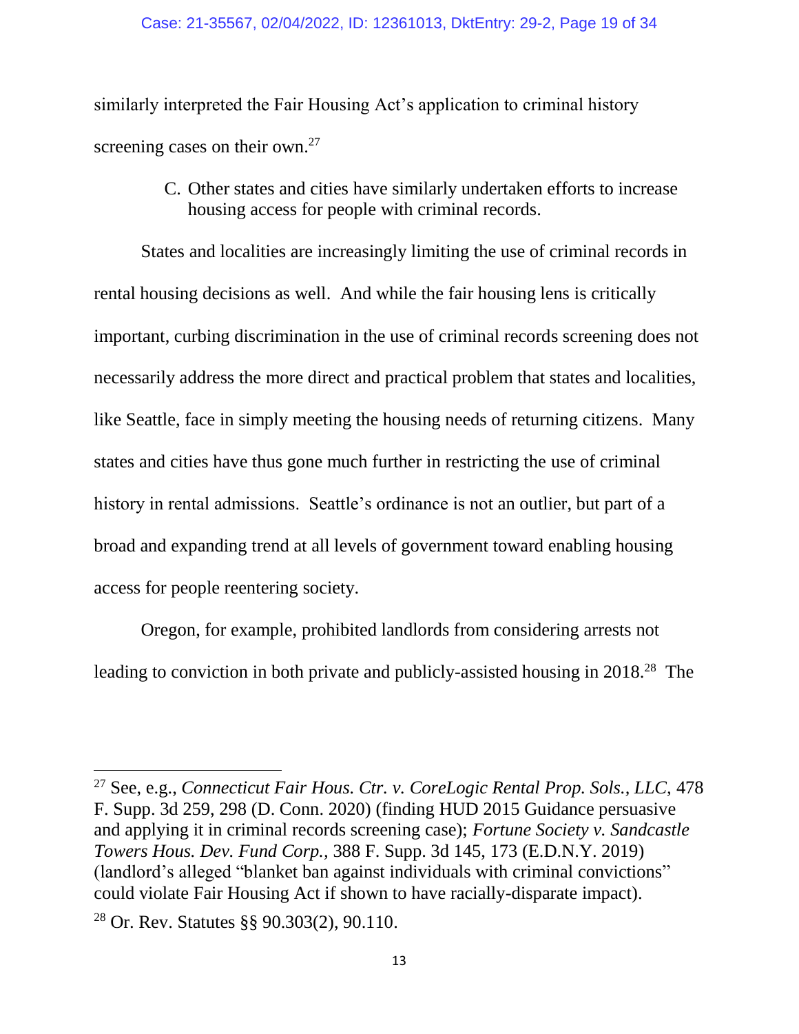similarly interpreted the Fair Housing Act's application to criminal history screening cases on their own.[27]

### C. Other states and cities have similarly undertaken efforts to increase housing access for people with criminal records.

States and localities are increasingly limiting the use of criminal records in rental housing decisions as well. And while the fair housing lens is critically important, curbing discrimination in the use of criminal records screening does not necessarily address the more direct and practical problem that states and localities, like Seattle, face in simply meeting the housing needs of returning citizens. Many states and cities have thus gone much further in restricting the use of criminal history in rental admissions. Seattle's ordinance is not an outlier, but part of a broad and expanding trend at all levels of government toward enabling housing access for people reentering society.

Oregon, for example, prohibited landlords from considering arrests not leading to conviction in both private and publicly-assisted housing in 2018.[28] The

---

[27] See, e.g., *Connecticut Fair Hous. Ctr. v. CoreLogic Rental Prop. Sols., LLC*, 478 F. Supp. 3d 259, 298 (D. Conn. 2020) (finding HUD 2015 Guidance persuasive and applying it in criminal records screening case); *Fortune Society v. Sandcastle Towers Hous. Dev. Fund Corp.*, 388 F. Supp. 3d 145, 173 (E.D.N.Y. 2019) (landlord's alleged "blanket ban against individuals with criminal convictions" could violate Fair Housing Act if shown to have racially-disparate impact).

[28] Or. Rev. Statutes §§ 90.303(2), 90.110.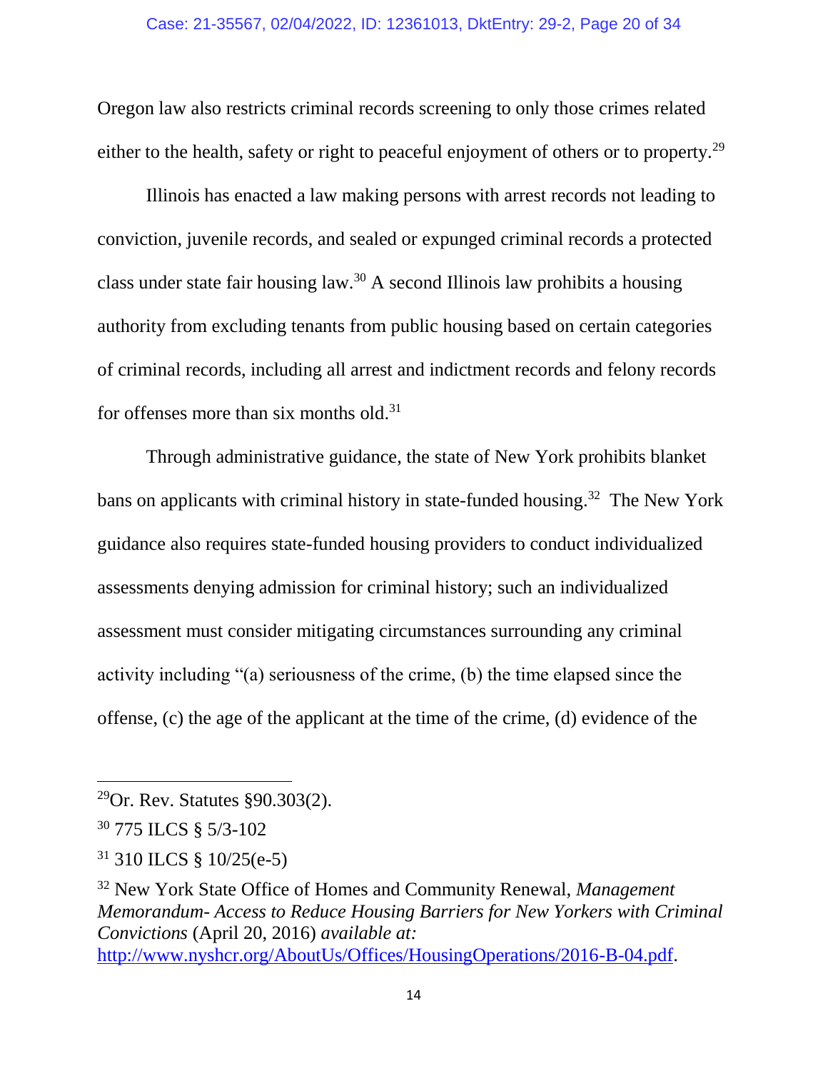Oregon law also restricts criminal records screening to only those crimes related either to the health, safety or right to peaceful enjoyment of others or to property.[29]

Illinois has enacted a law making persons with arrest records not leading to conviction, juvenile records, and sealed or expunged criminal records a protected class under state fair housing law.[30] A second Illinois law prohibits a housing authority from excluding tenants from public housing based on certain categories of criminal records, including all arrest and indictment records and felony records for offenses more than six months old.[31]

Through administrative guidance, the state of New York prohibits blanket bans on applicants with criminal history in state-funded housing.[32] The New York guidance also requires state-funded housing providers to conduct individualized assessments denying admission for criminal history; such an individualized assessment must consider mitigating circumstances surrounding any criminal activity including "(a) seriousness of the crime, (b) the time elapsed since the offense, (c) the age of the applicant at the time of the crime, (d) evidence of the

---

[29] Or. Rev. Statutes §90.303(2).

[30] 775 ILCS § 5/3-102

[31] 310 ILCS § 10/25(e-5)

[32] New York State Office of Homes and Community Renewal, *Management Memorandum- Access to Reduce Housing Barriers for New Yorkers with Criminal Convictions* (April 20, 2016) *available at:* http://www.nyshcr.org/AboutUs/Offices/HousingOperations/2016-B-04.pdf.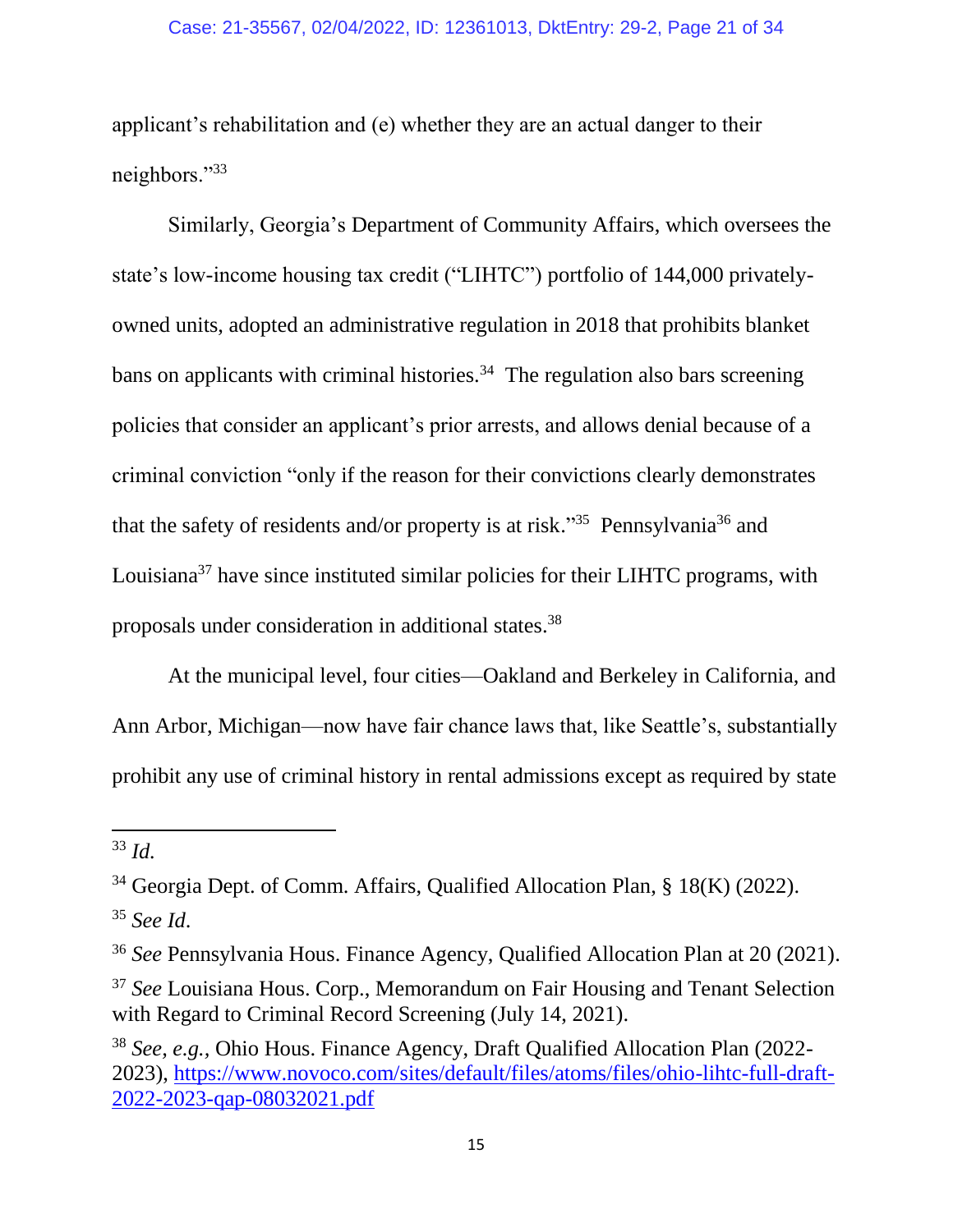applicant's rehabilitation and (e) whether they are an actual danger to their neighbors."[33]

Similarly, Georgia's Department of Community Affairs, which oversees the state's low-income housing tax credit ("LIHTC") portfolio of 144,000 privately-owned units, adopted an administrative regulation in 2018 that prohibits blanket bans on applicants with criminal histories.[34] The regulation also bars screening policies that consider an applicant's prior arrests, and allows denial because of a criminal conviction "only if the reason for their convictions clearly demonstrates that the safety of residents and/or property is at risk."[35] Pennsylvania[36] and Louisiana[37] have since instituted similar policies for their LIHTC programs, with proposals under consideration in additional states.[38]

At the municipal level, four cities—Oakland and Berkeley in California, and Ann Arbor, Michigan—now have fair chance laws that, like Seattle's, substantially prohibit any use of criminal history in rental admissions except as required by state

---

[33] *Id.*

[34] Georgia Dept. of Comm. Affairs, Qualified Allocation Plan, § 18(K) (2022).

[35] *See Id.*

[36] *See* Pennsylvania Hous. Finance Agency, Qualified Allocation Plan at 20 (2021).

[37] *See* Louisiana Hous. Corp., Memorandum on Fair Housing and Tenant Selection with Regard to Criminal Record Screening (July 14, 2021).

[38] *See, e.g.,* Ohio Hous. Finance Agency, Draft Qualified Allocation Plan (2022-2023), https://www.novoco.com/sites/default/files/atoms/files/ohio-lihtc-full-draft-2022-2023-qap-08032021.pdf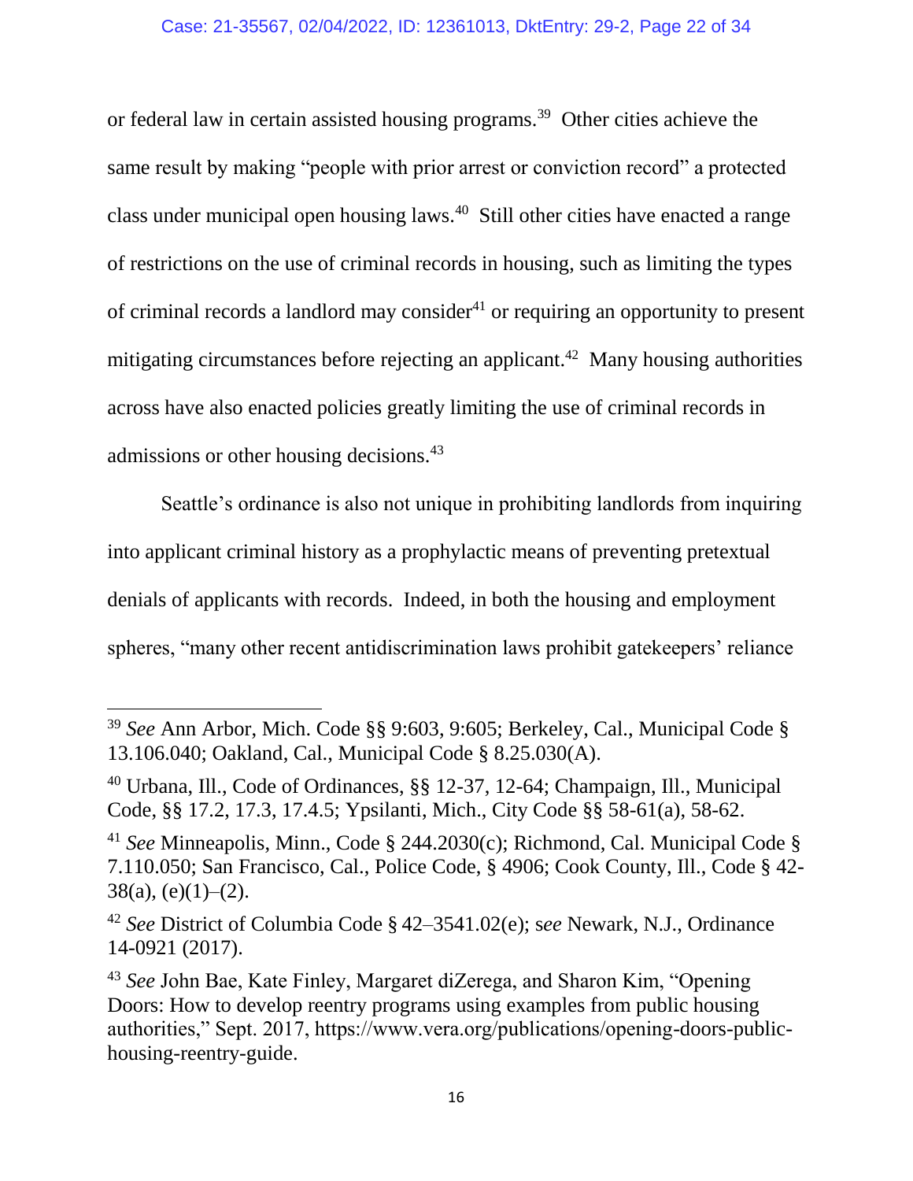or federal law in certain assisted housing programs.[39] Other cities achieve the same result by making "people with prior arrest or conviction record" a protected class under municipal open housing laws.[40] Still other cities have enacted a range of restrictions on the use of criminal records in housing, such as limiting the types of criminal records a landlord may consider[41] or requiring an opportunity to present mitigating circumstances before rejecting an applicant.[42] Many housing authorities across have also enacted policies greatly limiting the use of criminal records in admissions or other housing decisions.[43]

Seattle's ordinance is also not unique in prohibiting landlords from inquiring into applicant criminal history as a prophylactic means of preventing pretextual denials of applicants with records. Indeed, in both the housing and employment spheres, "many other recent antidiscrimination laws prohibit gatekeepers' reliance

---

[39] *See* Ann Arbor, Mich. Code §§ 9:603, 9:605; Berkeley, Cal., Municipal Code § 13.106.040; Oakland, Cal., Municipal Code § 8.25.030(A).

[40] Urbana, Ill., Code of Ordinances, §§ 12-37, 12-64; Champaign, Ill., Municipal Code, §§ 17.2, 17.3, 17.4.5; Ypsilanti, Mich., City Code §§ 58-61(a), 58-62.

[41] *See* Minneapolis, Minn., Code § 244.2030(c); Richmond, Cal. Municipal Code § 7.110.050; San Francisco, Cal., Police Code, § 4906; Cook County, Ill., Code § 42-38(a), (e)(1)–(2).

[42] *See* District of Columbia Code § 42–3541.02(e); s*ee* Newark, N.J., Ordinance 14-0921 (2017).

[43] *See* John Bae, Kate Finley, Margaret diZerega, and Sharon Kim, "Opening Doors: How to develop reentry programs using examples from public housing authorities," Sept. 2017, https://www.vera.org/publications/opening-doors-public-housing-reentry-guide.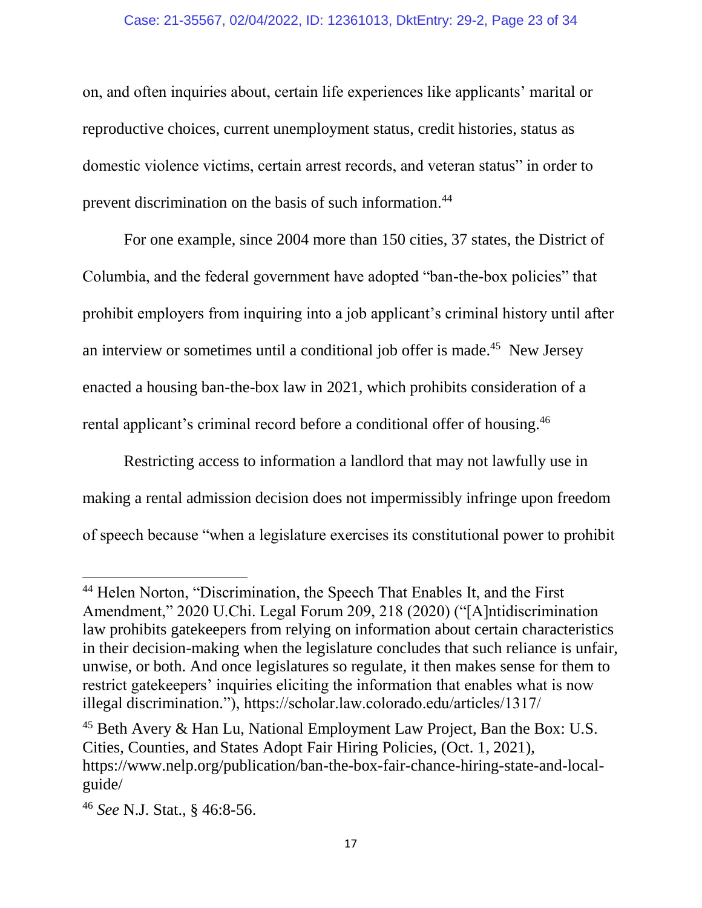on, and often inquiries about, certain life experiences like applicants' marital or reproductive choices, current unemployment status, credit histories, status as domestic violence victims, certain arrest records, and veteran status" in order to prevent discrimination on the basis of such information.[44]

For one example, since 2004 more than 150 cities, 37 states, the District of Columbia, and the federal government have adopted "ban-the-box policies" that prohibit employers from inquiring into a job applicant's criminal history until after an interview or sometimes until a conditional job offer is made.[45] New Jersey enacted a housing ban-the-box law in 2021, which prohibits consideration of a rental applicant's criminal record before a conditional offer of housing.[46]

Restricting access to information a landlord that may not lawfully use in making a rental admission decision does not impermissibly infringe upon freedom of speech because "when a legislature exercises its constitutional power to prohibit

---

[44] Helen Norton, "Discrimination, the Speech That Enables It, and the First Amendment," 2020 U.Chi. Legal Forum 209, 218 (2020) ("[A]ntidiscrimination law prohibits gatekeepers from relying on information about certain characteristics in their decision-making when the legislature concludes that such reliance is unfair, unwise, or both. And once legislatures so regulate, it then makes sense for them to restrict gatekeepers' inquiries eliciting the information that enables what is now illegal discrimination."), https://scholar.law.colorado.edu/articles/1317/

[45] Beth Avery & Han Lu, National Employment Law Project, Ban the Box: U.S. Cities, Counties, and States Adopt Fair Hiring Policies, (Oct. 1, 2021), https://www.nelp.org/publication/ban-the-box-fair-chance-hiring-state-and-local-guide/

[46] *See* N.J. Stat., § 46:8-56.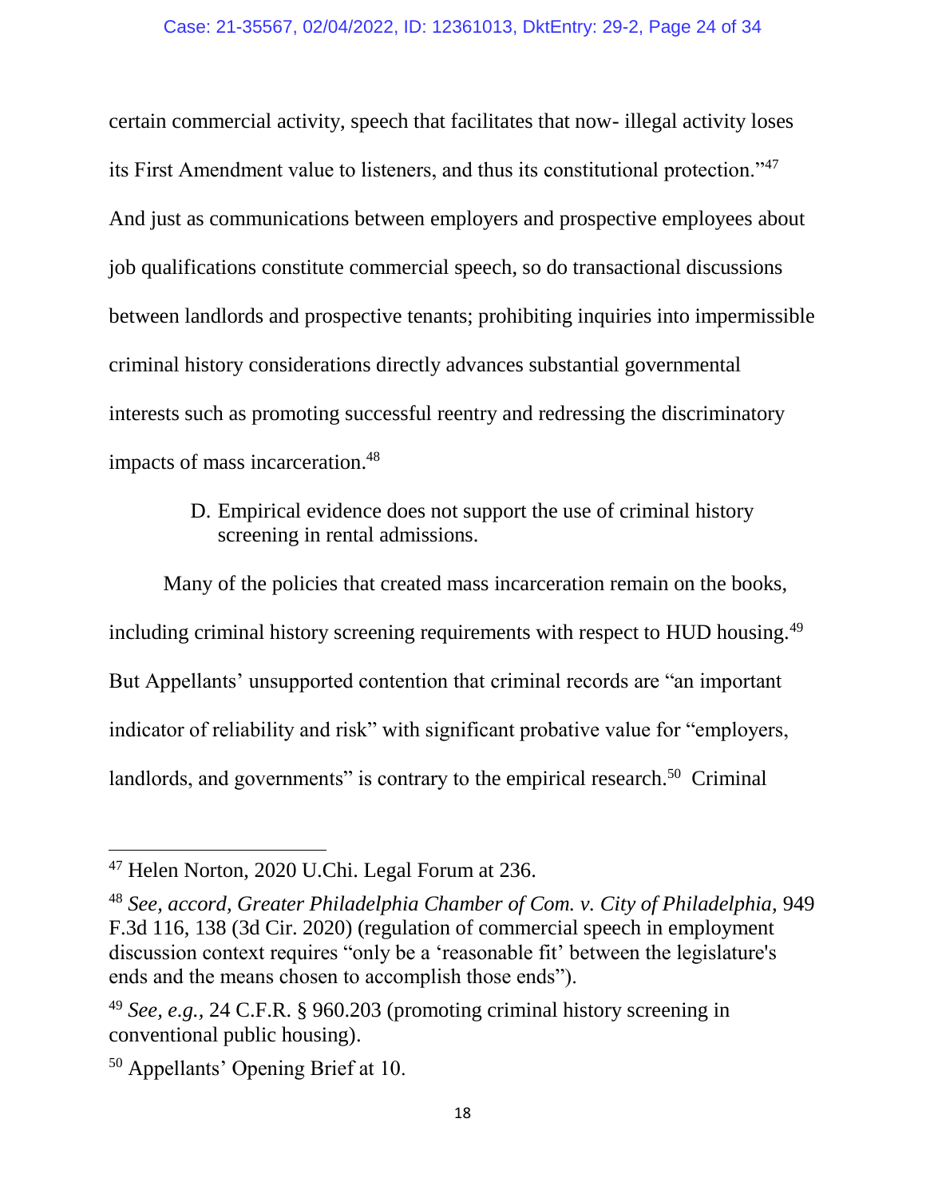certain commercial activity, speech that facilitates that now- illegal activity loses its First Amendment value to listeners, and thus its constitutional protection."[47] And just as communications between employers and prospective employees about job qualifications constitute commercial speech, so do transactional discussions between landlords and prospective tenants; prohibiting inquiries into impermissible criminal history considerations directly advances substantial governmental interests such as promoting successful reentry and redressing the discriminatory impacts of mass incarceration.[48]

### D. Empirical evidence does not support the use of criminal history screening in rental admissions.

Many of the policies that created mass incarceration remain on the books, including criminal history screening requirements with respect to HUD housing.[49] But Appellants' unsupported contention that criminal records are "an important indicator of reliability and risk" with significant probative value for "employers, landlords, and governments" is contrary to the empirical research.[50] Criminal

---

[47] Helen Norton, 2020 U.Chi. Legal Forum at 236.

[48] *See, accord, Greater Philadelphia Chamber of Com. v. City of Philadelphia*, 949 F.3d 116, 138 (3d Cir. 2020) (regulation of commercial speech in employment discussion context requires "only be a 'reasonable fit' between the legislature's ends and the means chosen to accomplish those ends").

[49] *See, e.g.*, 24 C.F.R. § 960.203 (promoting criminal history screening in conventional public housing).

[50] Appellants' Opening Brief at 10.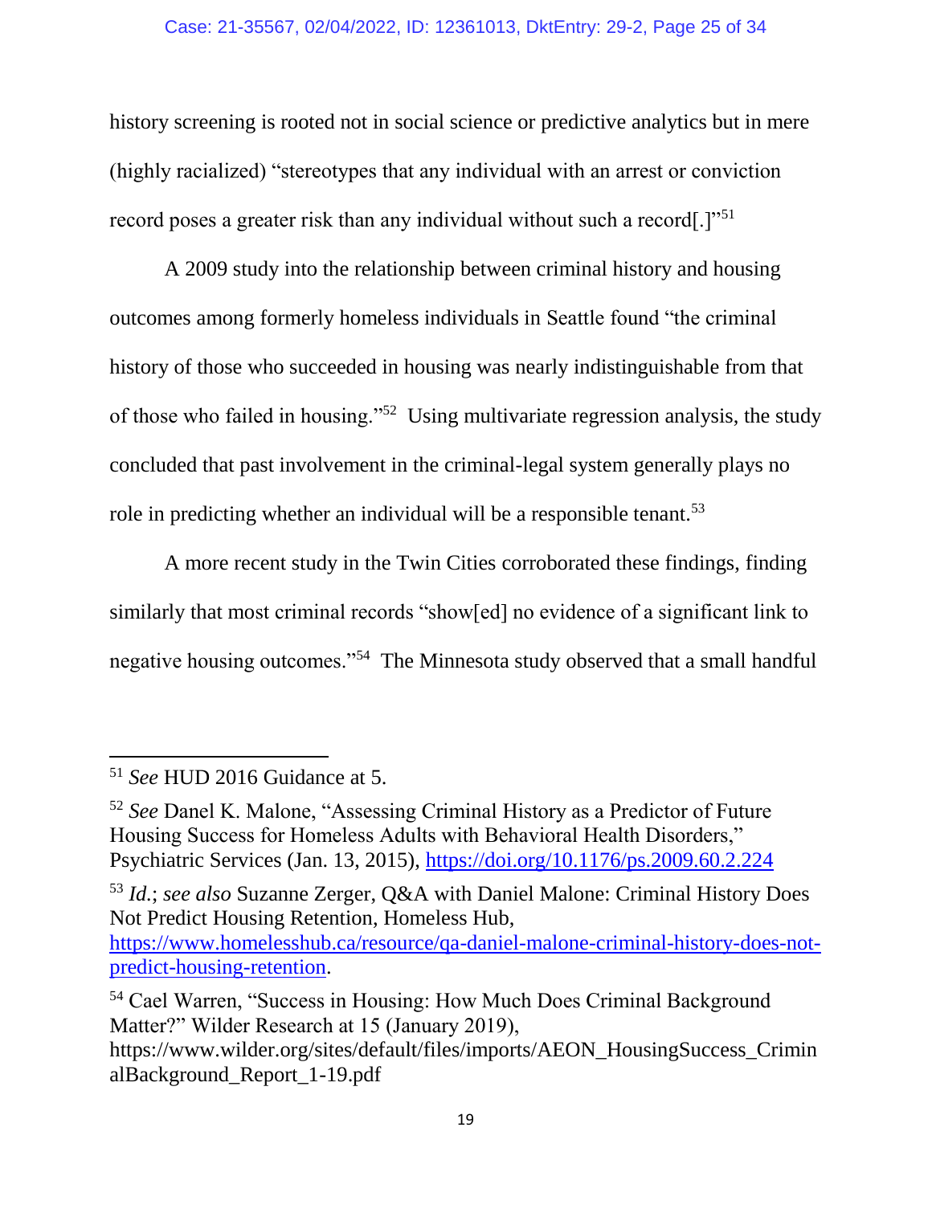history screening is rooted not in social science or predictive analytics but in mere (highly racialized) "stereotypes that any individual with an arrest or conviction record poses a greater risk than any individual without such a record[.]"[51]

A 2009 study into the relationship between criminal history and housing outcomes among formerly homeless individuals in Seattle found "the criminal history of those who succeeded in housing was nearly indistinguishable from that of those who failed in housing."[52] Using multivariate regression analysis, the study concluded that past involvement in the criminal-legal system generally plays no role in predicting whether an individual will be a responsible tenant.[53]

A more recent study in the Twin Cities corroborated these findings, finding similarly that most criminal records "show[ed] no evidence of a significant link to negative housing outcomes."[54] The Minnesota study observed that a small handful

---

[51] *See* HUD 2016 Guidance at 5.

[52] *See* Danel K. Malone, "Assessing Criminal History as a Predictor of Future Housing Success for Homeless Adults with Behavioral Health Disorders," Psychiatric Services (Jan. 13, 2015), https://doi.org/10.1176/ps.2009.60.2.224

[53] *Id.*; *see also* Suzanne Zerger, Q&A with Daniel Malone: Criminal History Does Not Predict Housing Retention, Homeless Hub, https://www.homelesshub.ca/resource/qa-daniel-malone-criminal-history-does-not-predict-housing-retention.

[54] Cael Warren, "Success in Housing: How Much Does Criminal Background Matter?" Wilder Research at 15 (January 2019), https://www.wilder.org/sites/default/files/imports/AEON_HousingSuccess_CriminalBackground_Report_1-19.pdf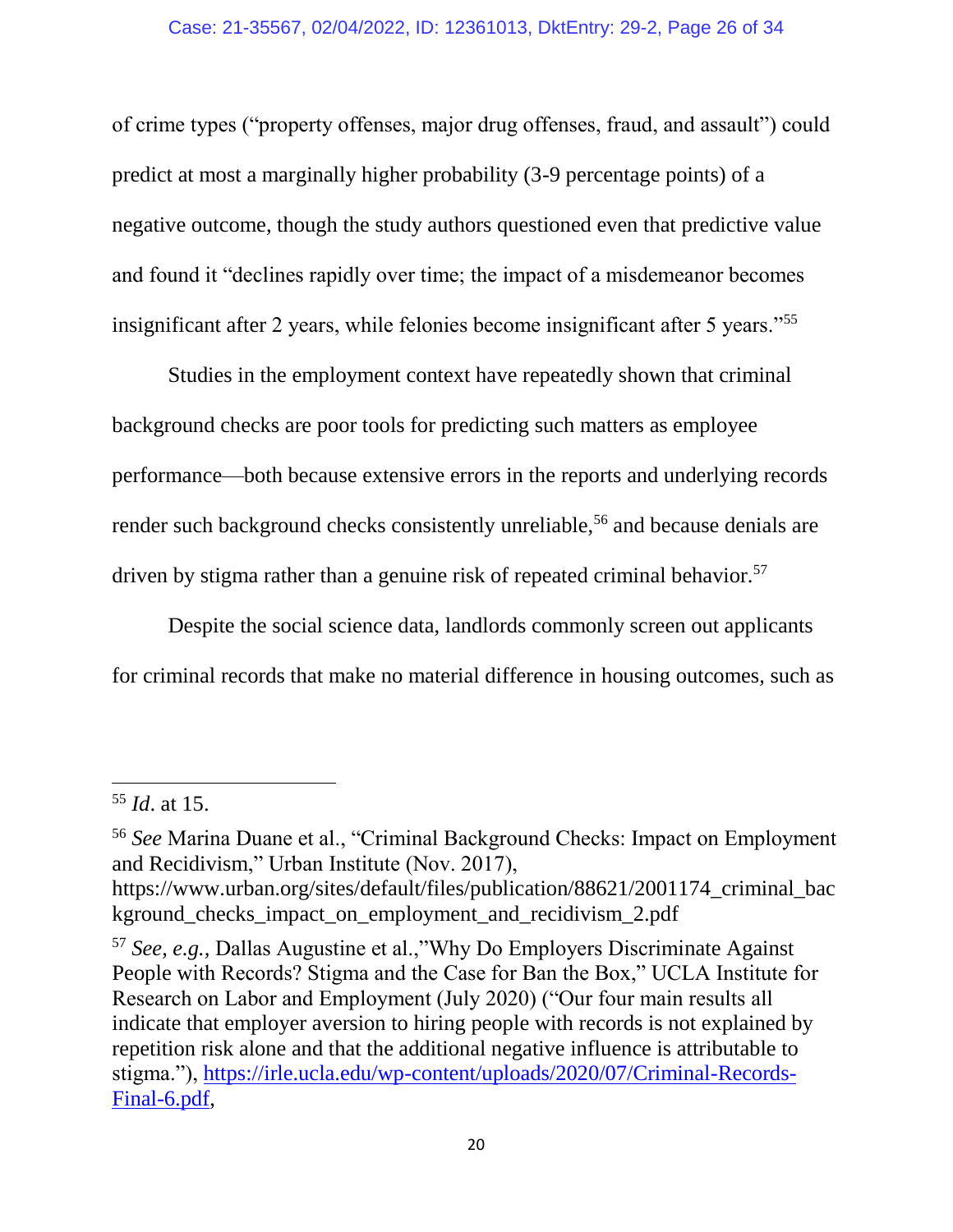of crime types ("property offenses, major drug offenses, fraud, and assault") could predict at most a marginally higher probability (3-9 percentage points) of a negative outcome, though the study authors questioned even that predictive value and found it "declines rapidly over time; the impact of a misdemeanor becomes insignificant after 2 years, while felonies become insignificant after 5 years."[55]

Studies in the employment context have repeatedly shown that criminal background checks are poor tools for predicting such matters as employee performance—both because extensive errors in the reports and underlying records render such background checks consistently unreliable,[56] and because denials are driven by stigma rather than a genuine risk of repeated criminal behavior.[57]

Despite the social science data, landlords commonly screen out applicants for criminal records that make no material difference in housing outcomes, such as

---

[55] *Id*. at 15.

[56] *See* Marina Duane et al., "Criminal Background Checks: Impact on Employment and Recidivism," Urban Institute (Nov. 2017), https://www.urban.org/sites/default/files/publication/88621/2001174_criminal_background_checks_impact_on_employment_and_recidivism_2.pdf

[57] *See, e.g.,* Dallas Augustine et al.,"Why Do Employers Discriminate Against People with Records? Stigma and the Case for Ban the Box," UCLA Institute for Research on Labor and Employment (July 2020) ("Our four main results all indicate that employer aversion to hiring people with records is not explained by repetition risk alone and that the additional negative influence is attributable to stigma."), https://irle.ucla.edu/wp-content/uploads/2020/07/Criminal-Records-Final-6.pdf,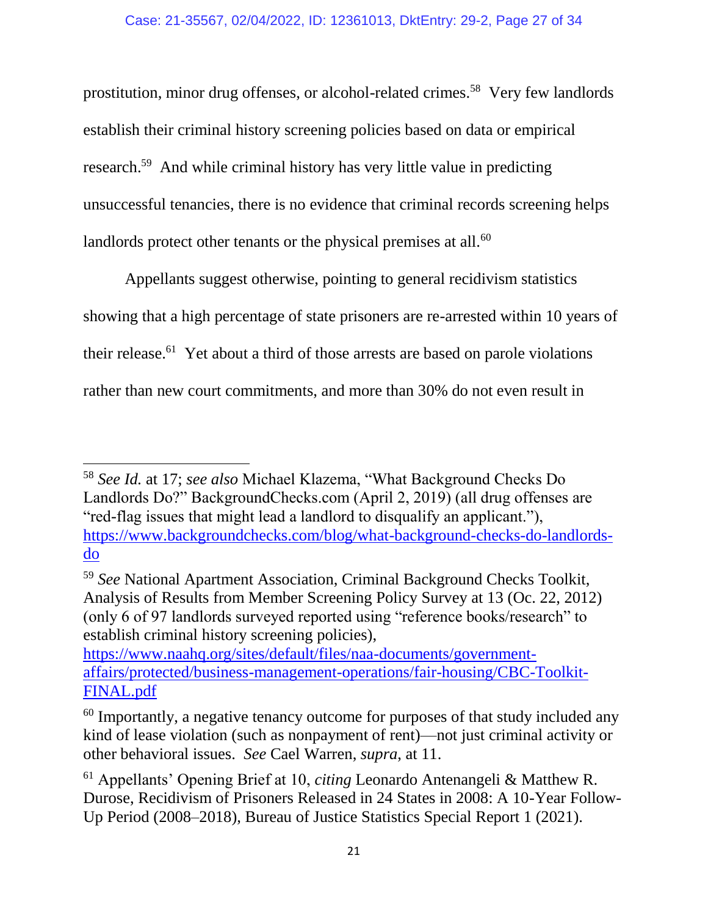prostitution, minor drug offenses, or alcohol-related crimes.[58] Very few landlords establish their criminal history screening policies based on data or empirical research.[59] And while criminal history has very little value in predicting unsuccessful tenancies, there is no evidence that criminal records screening helps landlords protect other tenants or the physical premises at all.[60]

Appellants suggest otherwise, pointing to general recidivism statistics showing that a high percentage of state prisoners are re-arrested within 10 years of their release.[61] Yet about a third of those arrests are based on parole violations rather than new court commitments, and more than 30% do not even result in

---

[58] *See Id.* at 17; *see also* Michael Klazema, "What Background Checks Do Landlords Do?" BackgroundChecks.com (April 2, 2019) (all drug offenses are "red-flag issues that might lead a landlord to disqualify an applicant."), https://www.backgroundchecks.com/blog/what-background-checks-do-landlords-do

[59] *See* National Apartment Association, Criminal Background Checks Toolkit, Analysis of Results from Member Screening Policy Survey at 13 (Oc. 22, 2012) (only 6 of 97 landlords surveyed reported using "reference books/research" to establish criminal history screening policies), https://www.naahq.org/sites/default/files/naa-documents/government-affairs/protected/business-management-operations/fair-housing/CBC-Toolkit-FINAL.pdf

[60] Importantly, a negative tenancy outcome for purposes of that study included any kind of lease violation (such as nonpayment of rent)—not just criminal activity or other behavioral issues. *See* Cael Warren, *supra,* at 11.

[61] Appellants' Opening Brief at 10, *citing* Leonardo Antenangeli & Matthew R. Durose, Recidivism of Prisoners Released in 24 States in 2008: A 10-Year Follow-Up Period (2008–2018), Bureau of Justice Statistics Special Report 1 (2021).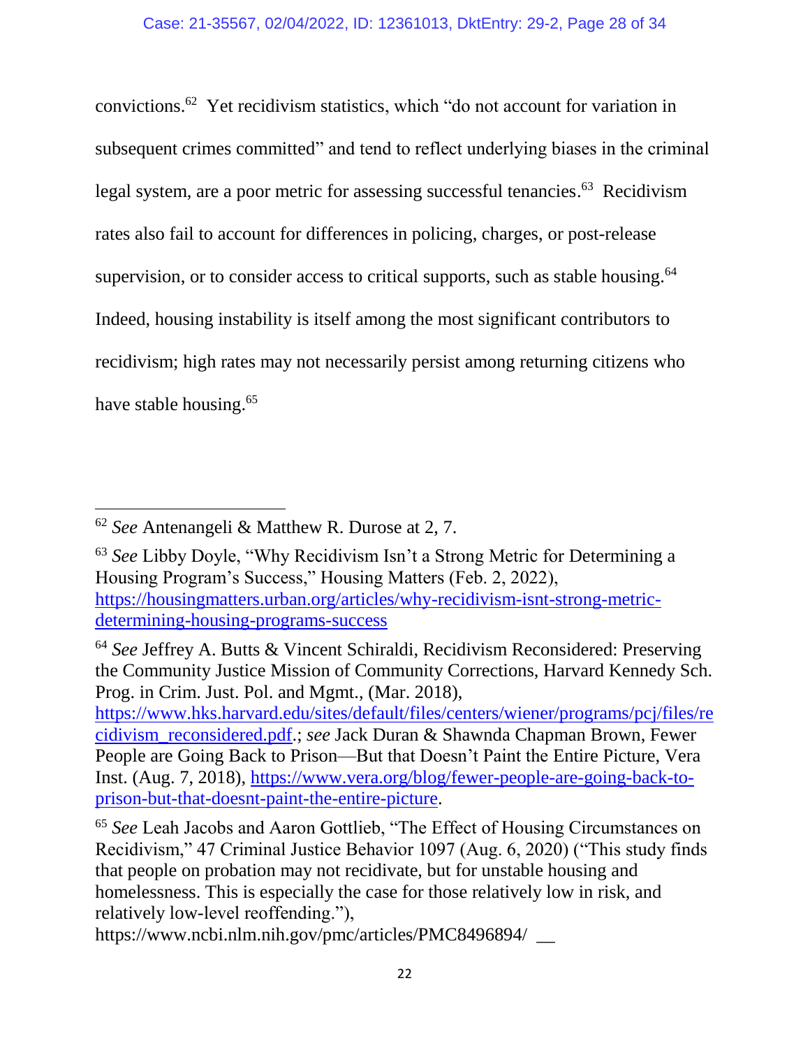convictions.[62] Yet recidivism statistics, which "do not account for variation in subsequent crimes committed" and tend to reflect underlying biases in the criminal legal system, are a poor metric for assessing successful tenancies.[63] Recidivism rates also fail to account for differences in policing, charges, or post-release supervision, or to consider access to critical supports, such as stable housing.[64] Indeed, housing instability is itself among the most significant contributors to recidivism; high rates may not necessarily persist among returning citizens who have stable housing.[65]

---

[62] *See* Antenangeli & Matthew R. Durose at 2, 7.

[63] *See* Libby Doyle, "Why Recidivism Isn't a Strong Metric for Determining a Housing Program's Success," Housing Matters (Feb. 2, 2022), [https://housingmatters.urban.org/articles/why-recidivism-isnt-strong-metric-determining-housing-programs-success](https://housingmatters.urban.org/articles/why-recidivism-isnt-strong-metric-determining-housing-programs-success)

[64] *See* Jeffrey A. Butts & Vincent Schiraldi, Recidivism Reconsidered: Preserving the Community Justice Mission of Community Corrections, Harvard Kennedy Sch. Prog. in Crim. Just. Pol. and Mgmt., (Mar. 2018), [https://www.hks.harvard.edu/sites/default/files/centers/wiener/programs/pcj/files/recidivism_reconsidered.pdf](https://www.hks.harvard.edu/sites/default/files/centers/wiener/programs/pcj/files/recidivism_reconsidered.pdf).; *see* Jack Duran & Shawnda Chapman Brown, Fewer People are Going Back to Prison—But that Doesn't Paint the Entire Picture, Vera Inst. (Aug. 7, 2018), [https://www.vera.org/blog/fewer-people-are-going-back-to-prison-but-that-doesnt-paint-the-entire-picture](https://www.vera.org/blog/fewer-people-are-going-back-to-prison-but-that-doesnt-paint-the-entire-picture).

[65] *See* Leah Jacobs and Aaron Gottlieb, "The Effect of Housing Circumstances on Recidivism," 47 Criminal Justice Behavior 1097 (Aug. 6, 2020) ("This study finds that people on probation may not recidivate, but for unstable housing and homelessness. This is especially the case for those relatively low in risk, and relatively low-level reoffending."), https://www.ncbi.nlm.nih.gov/pmc/articles/PMC8496894/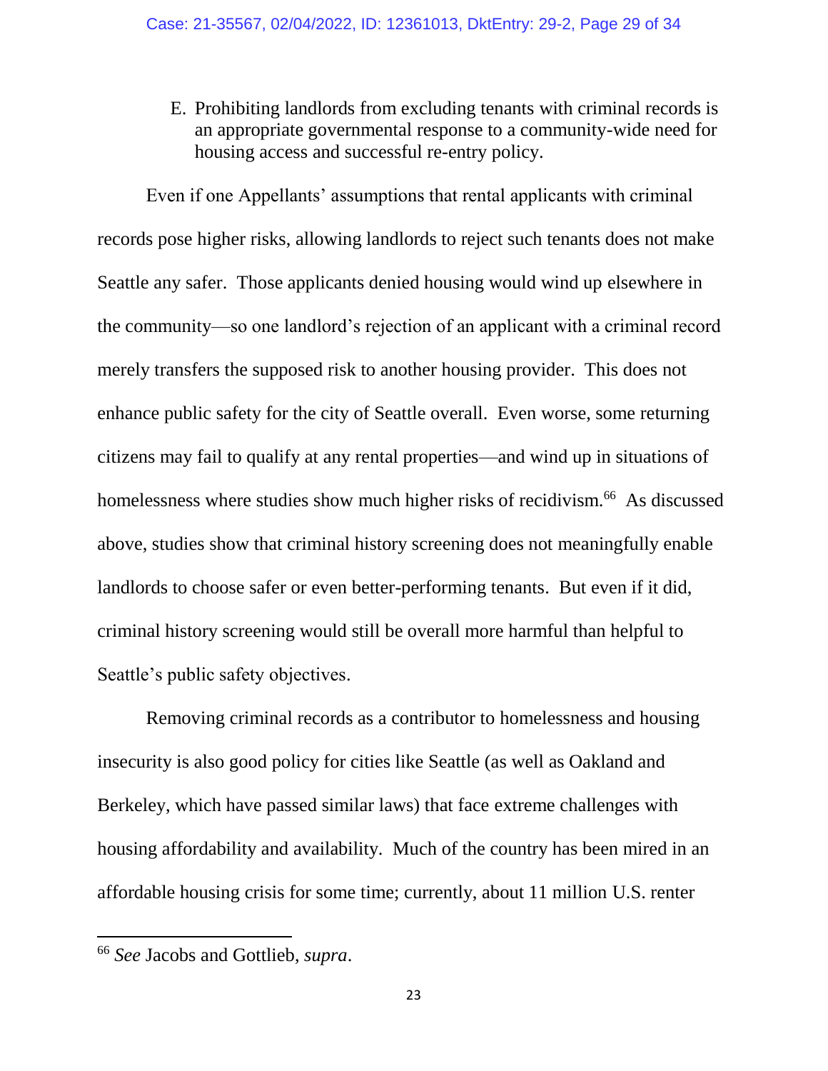### E. Prohibiting landlords from excluding tenants with criminal records is an appropriate governmental response to a community-wide need for housing access and successful re-entry policy.

Even if one Appellants' assumptions that rental applicants with criminal records pose higher risks, allowing landlords to reject such tenants does not make Seattle any safer. Those applicants denied housing would wind up elsewhere in the community—so one landlord's rejection of an applicant with a criminal record merely transfers the supposed risk to another housing provider. This does not enhance public safety for the city of Seattle overall. Even worse, some returning citizens may fail to qualify at any rental properties—and wind up in situations of homelessness where studies show much higher risks of recidivism.[66] As discussed above, studies show that criminal history screening does not meaningfully enable landlords to choose safer or even better-performing tenants. But even if it did, criminal history screening would still be overall more harmful than helpful to Seattle's public safety objectives.

Removing criminal records as a contributor to homelessness and housing insecurity is also good policy for cities like Seattle (as well as Oakland and Berkeley, which have passed similar laws) that face extreme challenges with housing affordability and availability. Much of the country has been mired in an affordable housing crisis for some time; currently, about 11 million U.S. renter

---

[66] *See* Jacobs and Gottlieb, *supra*.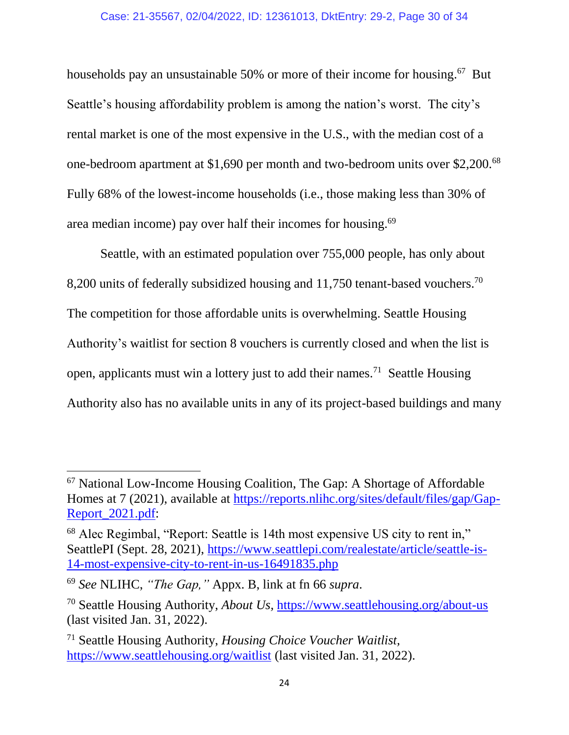households pay an unsustainable 50% or more of their income for housing.[67] But Seattle's housing affordability problem is among the nation's worst. The city's rental market is one of the most expensive in the U.S., with the median cost of a one-bedroom apartment at $1,690 per month and two-bedroom units over $2,200.[68] Fully 68% of the lowest-income households (i.e., those making less than 30% of area median income) pay over half their incomes for housing.[69]

Seattle, with an estimated population over 755,000 people, has only about 8,200 units of federally subsidized housing and 11,750 tenant-based vouchers.[70] The competition for those affordable units is overwhelming. Seattle Housing Authority's waitlist for section 8 vouchers is currently closed and when the list is open, applicants must win a lottery just to add their names.[71] Seattle Housing Authority also has no available units in any of its project-based buildings and many

---

[67] National Low-Income Housing Coalition, The Gap: A Shortage of Affordable Homes at 7 (2021), available at https://reports.nlihc.org/sites/default/files/gap/Gap-Report_2021.pdf:

[68] Alec Regimbal, "Report: Seattle is 14th most expensive US city to rent in," SeattlePI (Sept. 28, 2021), https://www.seattlepi.com/realestate/article/seattle-is-14-most-expensive-city-to-rent-in-us-16491835.php

[69] *See* NLIHC, *"The Gap,"* Appx. B, link at fn 66 *supra*.

[70] Seattle Housing Authority, *About Us*, https://www.seattlehousing.org/about-us (last visited Jan. 31, 2022).

[71] Seattle Housing Authority, *Housing Choice Voucher Waitlist*, https://www.seattlehousing.org/waitlist (last visited Jan. 31, 2022).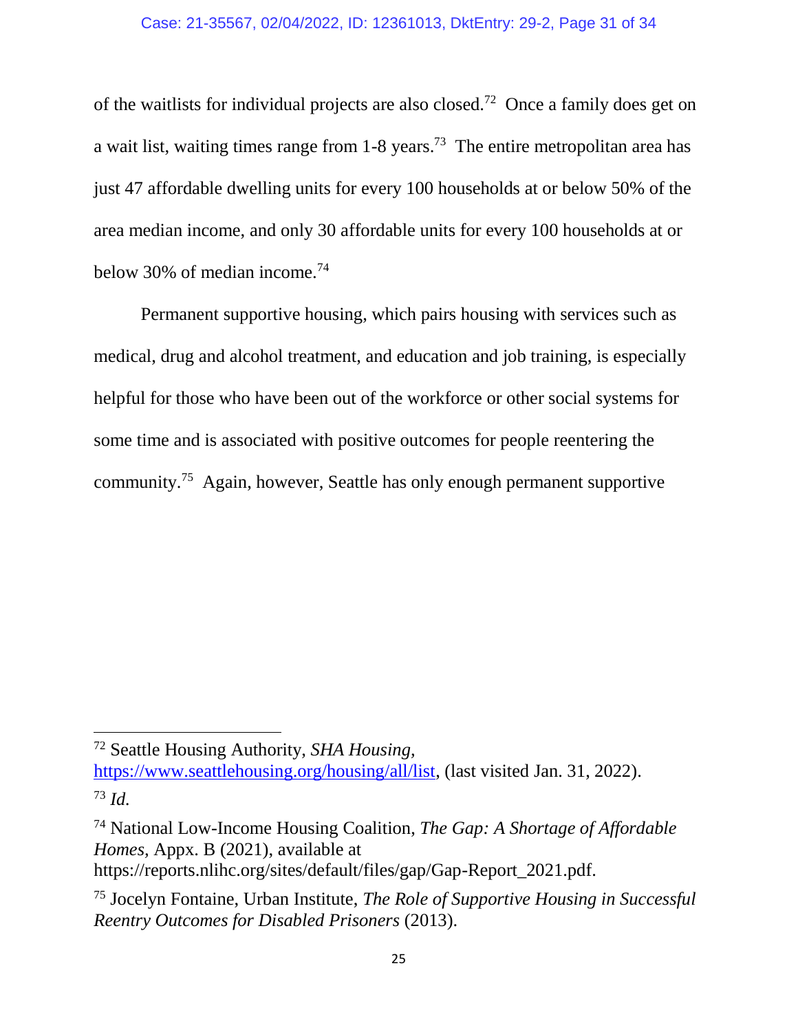of the waitlists for individual projects are also closed.[72] Once a family does get on a wait list, waiting times range from 1-8 years.[73] The entire metropolitan area has just 47 affordable dwelling units for every 100 households at or below 50% of the area median income, and only 30 affordable units for every 100 households at or below 30% of median income.[74]

Permanent supportive housing, which pairs housing with services such as medical, drug and alcohol treatment, and education and job training, is especially helpful for those who have been out of the workforce or other social systems for some time and is associated with positive outcomes for people reentering the community.[75] Again, however, Seattle has only enough permanent supportive

---

[72] Seattle Housing Authority, *SHA Housing*, https://www.seattlehousing.org/housing/all/list, (last visited Jan. 31, 2022).

[73] *Id.*

[74] National Low-Income Housing Coalition, *The Gap: A Shortage of Affordable Homes*, Appx. B (2021), available at https://reports.nlihc.org/sites/default/files/gap/Gap-Report_2021.pdf.

[75] Jocelyn Fontaine, Urban Institute, *The Role of Supportive Housing in Successful Reentry Outcomes for Disabled Prisoners* (2013).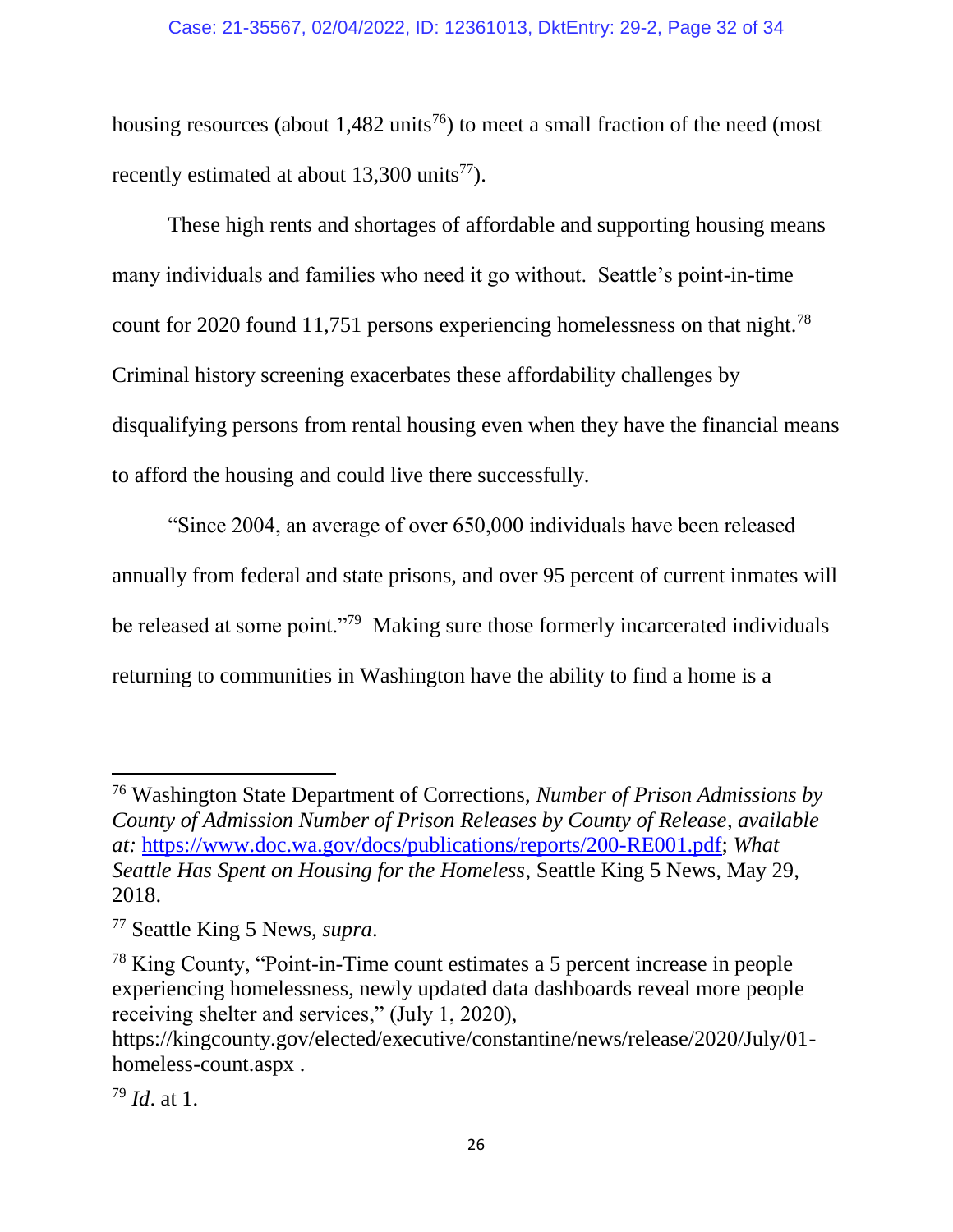housing resources (about 1,482 units[76]) to meet a small fraction of the need (most recently estimated at about 13,300 units[77]).

These high rents and shortages of affordable and supporting housing means many individuals and families who need it go without. Seattle's point-in-time count for 2020 found 11,751 persons experiencing homelessness on that night.[78] Criminal history screening exacerbates these affordability challenges by disqualifying persons from rental housing even when they have the financial means to afford the housing and could live there successfully.

"Since 2004, an average of over 650,000 individuals have been released annually from federal and state prisons, and over 95 percent of current inmates will be released at some point."[79] Making sure those formerly incarcerated individuals returning to communities in Washington have the ability to find a home is a

---

[76] Washington State Department of Corrections, *Number of Prison Admissions by County of Admission Number of Prison Releases by County of Release*, *available at:* https://www.doc.wa.gov/docs/publications/reports/200-RE001.pdf; *What Seattle Has Spent on Housing for the Homeless*, Seattle King 5 News, May 29, 2018.

[77] Seattle King 5 News, *supra*.

[78] King County, "Point-in-Time count estimates a 5 percent increase in people experiencing homelessness, newly updated data dashboards reveal more people receiving shelter and services," (July 1, 2020), https://kingcounty.gov/elected/executive/constantine/news/release/2020/July/01-homeless-count.aspx .

[79] *Id*. at 1.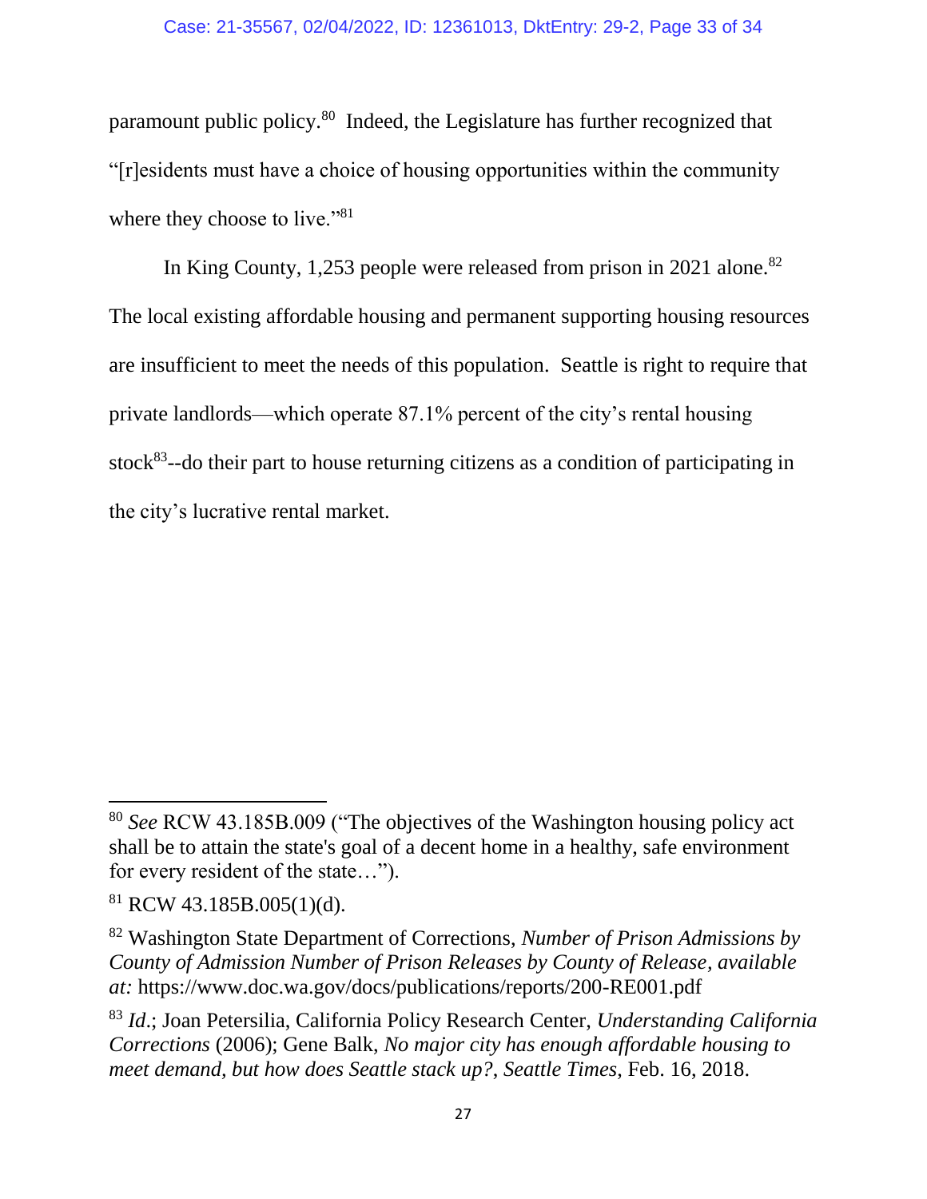paramount public policy.[80] Indeed, the Legislature has further recognized that "[r]esidents must have a choice of housing opportunities within the community where they choose to live."[81]

In King County, 1,253 people were released from prison in 2021 alone.[82] The local existing affordable housing and permanent supporting housing resources are insufficient to meet the needs of this population. Seattle is right to require that private landlords—which operate 87.1% percent of the city's rental housing stock[83]--do their part to house returning citizens as a condition of participating in the city's lucrative rental market.

---

[80] *See* RCW 43.185B.009 ("The objectives of the Washington housing policy act shall be to attain the state's goal of a decent home in a healthy, safe environment for every resident of the state…").

[81] RCW 43.185B.005(1)(d).

[82] Washington State Department of Corrections, *Number of Prison Admissions by County of Admission Number of Prison Releases by County of Release*, *available at:* https://www.doc.wa.gov/docs/publications/reports/200-RE001.pdf

[83] *Id*.; Joan Petersilia, California Policy Research Center, *Understanding California Corrections* (2006); Gene Balk, *No major city has enough affordable housing to meet demand, but how does Seattle stack up?*, *Seattle Times*, Feb. 16, 2018.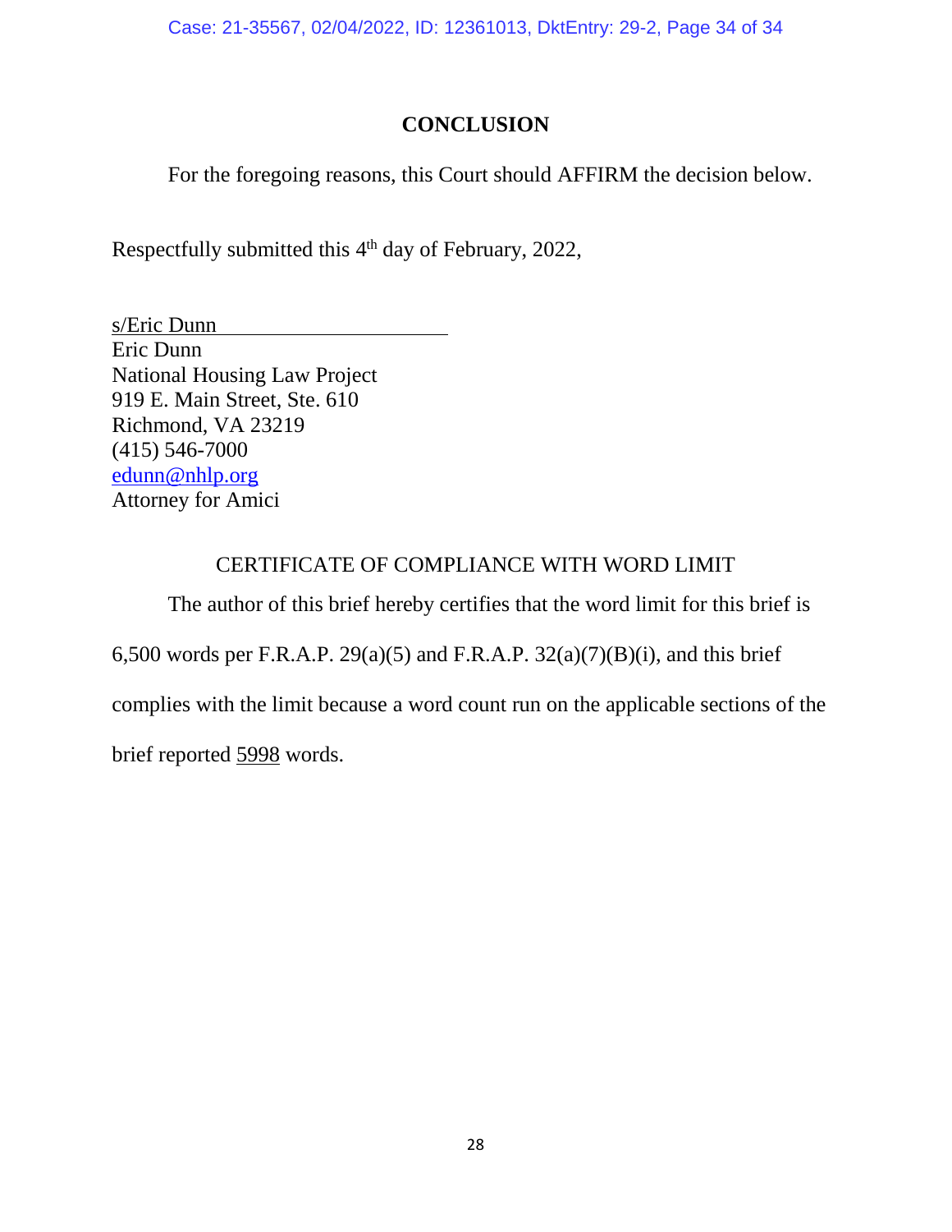## CONCLUSION

For the foregoing reasons, this Court should AFFIRM the decision below.

Respectfully submitted this 4th day of February, 2022,

s/Eric Dunn
Eric Dunn
National Housing Law Project
919 E. Main Street, Ste. 610
Richmond, VA 23219
(415) 546-7000
edunn@nhlp.org
Attorney for Amici

### CERTIFICATE OF COMPLIANCE WITH WORD LIMIT

The author of this brief hereby certifies that the word limit for this brief is 6,500 words per F.R.A.P. 29(a)(5) and F.R.A.P. 32(a)(7)(B)(i), and this brief complies with the limit because a word count run on the applicable sections of the brief reported 5998 words.